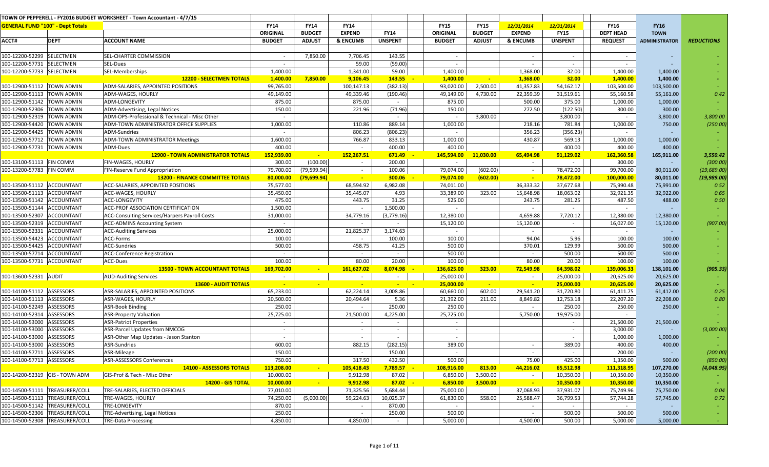TOWN OF PEPPERELL - FY2016 BUDGET WORKSHEET - Town Accountant - 4/7/15

| GENERAL FUND "100" - Dept Totals | | | FY14 | FY14 | FY14 | | FY15 | FY15 | 12/31/2014 | 12/31/2014 | FY16 | FY16 | |
|---|---|---|---|---|---|---|---|---|---|---|---|---|---|
| | | | ORIGINAL | BUDGET | EXPEND | FY14 | ORIGINAL | BUDGET | EXPEND | FY15 | DEPT HEAD | TOWN | |
| ACCT# | DEPT | ACCOUNT NAME | BUDGET | ADJUST | & ENCUMB | UNSPENT | BUDGET | ADJUST | & ENCUMB | UNSPENT | REQUEST | ADMINISTRATOR | REDUCTIONS |
| 100-12200-52299 | SELECTMEN | SEL-CHARTER COMMISSION | - | 7,850.00 | 7,706.45 | 143.55 | - | | - | - | - | - | - |
| 100-12200-57731 | SELECTMEN | SEL-Dues | - | | 59.00 | (59.00) | - | | - | - | - | - | - |
| 100-12200-57733 | SELECTMEN | SEL-Memberships | 1,400.00 | | 1,341.00 | 59.00 | 1,400.00 | - | 1,368.00 | 32.00 | 1,400.00 | 1,400.00 | - |
| | | **12200 - SELECTMEN TOTALS** | **1,400.00** | **7,850.00** | **9,106.45** | **143.55** | **1,400.00** | **-** | **1,368.00** | **32.00** | **1,400.00** | **1,400.00** | **-** |
| 100-12900-51112 | TOWN ADMIN | ADM-SALARIES, APPOINTED POSITIONS | 99,765.00 | | 100,147.13 | (382.13) | 93,020.00 | 2,500.00 | 41,357.83 | 54,162.17 | 103,500.00 | 103,500.00 | - |
| 100-12900-51113 | TOWN ADMIN | ADM-WAGES, HOURLY | 49,149.00 | | 49,339.46 | (190.46) | 49,149.00 | 4,730.00 | 22,359.39 | 31,519.61 | 55,160.58 | 55,161.00 | 0.42 |
| 100-12900-51142 | TOWN ADMIN | ADM-LONGEVITY | 875.00 | | 875.00 | - | 875.00 | | 500.00 | 375.00 | 1,000.00 | 1,000.00 | - |
| 100-12900-52306 | TOWN ADMIN | ADM-Advertising, Legal Notices | 150.00 | | 221.96 | (71.96) | 150.00 | | 272.50 | (122.50) | 300.00 | 300.00 | - |
| 100-12900-52319 | TOWN ADMIN | ADM-OPS-Professional & Technical - Misc Other | - | | | - | - | 3,800.00 | | 3,800.00 | - | 3,800.00 | 3,800.00 |
| 100-12900-54420 | TOWN ADMIN | ADM-TOWN ADMINISTRATOR OFFICE SUPPLIES | 1,000.00 | | 110.86 | 889.14 | 1,000.00 | | 218.16 | 781.84 | 1,000.00 | 750.00 | (250.00) |
| 100-12900-54425 | TOWN ADMIN | ADM-Sundries | - | | 806.23 | (806.23) | - | | 356.23 | (356.23) | - | - | - |
| 100-12900-57712 | TOWN ADMIN | ADM-TOWN ADMINISTRATOR Meetings | 1,600.00 | | 766.87 | 833.13 | 1,000.00 | | 430.87 | 569.13 | 1,000.00 | 1,000.00 | - |
| 100-12900-57731 | TOWN ADMIN | ADM-Dues | 400.00 | | - | 400.00 | 400.00 | | - | 400.00 | 400.00 | 400.00 | - |
| | | **12900 - TOWN ADMINISTRATOR TOTALS** | **152,939.00** | **-** | **152,267.51** | **671.49** | **145,594.00** | **11,030.00** | **65,494.98** | **91,129.02** | **162,360.58** | **165,911.00** | **3,550.42** |
| 100-13100-51113 | FIN COMM | FIN-WAGES, HOURLY | 300.00 | (100.00) | - | 200.00 | - | | - | - | 300.00 | - | (300.00) |
| 100-13200-57783 | FIN COMM | FIN-Reserve Fund Appropriation | 79,700.00 | (79,599.94) | - | 100.06 | 79,074.00 | (602.00) | - | 78,472.00 | 99,700.00 | 80,011.00 | (19,689.00) |
| | | **13200 - FINANCE COMMITTEE TOTALS** | **80,000.00** | **(79,699.94)** | **-** | **300.06** | **79,074.00** | **(602.00)** | **-** | **78,472.00** | **100,000.00** | **80,011.00** | **(19,989.00)** |
| 100-13500-51112 | ACCOUNTANT | ACC-SALARIES, APPOINTED POSITIONS | 75,577.00 | | 68,594.92 | 6,982.08 | 74,011.00 | | 36,333.32 | 37,677.68 | 75,990.48 | 75,991.00 | 0.52 |
| 100-13500-51113 | ACCOUNTANT | ACC-WAGES, HOURLY | 35,450.00 | | 35,445.07 | 4.93 | 33,389.00 | 323.00 | 15,648.98 | 18,063.02 | 32,921.35 | 32,922.00 | 0.65 |
| 100-13500-51142 | ACCOUNTANT | ACC-LONGEVITY | 475.00 | | 443.75 | 31.25 | 525.00 | | 243.75 | 281.25 | 487.50 | 488.00 | 0.50 |
| 100-13500-51144 | ACCOUNTANT | ACC-PROF ASSOCIATION CERTIFICATION | 1,500.00 | | - | 1,500.00 | - | | - | - | - | - | - |
| 100-13500-52307 | ACCOUNTANT | ACC-Consulting Services/Harpers Payroll Costs | 31,000.00 | | 34,779.16 | (3,779.16) | 12,380.00 | | 4,659.88 | 7,720.12 | 12,380.00 | 12,380.00 | - |
| 100-13500-52319 | ACCOUNTANT | ACC-ADMINS Accounting System | - | | - | - | 15,120.00 | | 15,120.00 | - | 16,027.00 | 15,120.00 | (907.00) |
| 100-13500-52331 | ACCOUNTANT | ACC-Auditing Services | 25,000.00 | | 21,825.37 | 3,174.63 | - | | - | - | - | - | - |
| 100-13500-54423 | ACCOUNTANT | ACC-Forms | 100.00 | | - | 100.00 | 100.00 | | 94.04 | 5.96 | 100.00 | 100.00 | - |
| 100-13500-54425 | ACCOUNTANT | ACC-Sundries | 500.00 | | 458.75 | 41.25 | 500.00 | | 370.01 | 129.99 | 500.00 | 500.00 | - |
| 100-13500-57714 | ACCOUNTANT | ACC-Conference Registration | - | | - | - | 500.00 | | - | 500.00 | 500.00 | 500.00 | - |
| 100-13500-57731 | ACCOUNTANT | ACC-Dues | 100.00 | | 80.00 | 20.00 | 100.00 | | 80.00 | 20.00 | 100.00 | 100.00 | - |
| | | **13500 - TOWN ACCOUNTANT TOTALS** | **169,702.00** | **-** | **161,627.02** | **8,074.98** | **136,625.00** | **323.00** | **72,549.98** | **64,398.02** | **139,006.33** | **138,101.00** | **(905.33)** |
| 100-13600-52331 | AUDIT | AUD-Auditing Services | - | | - | - | 25,000.00 | | - | 25,000.00 | 20,625.00 | 20,625.00 | - |
| | | **13600 - AUDIT TOTALS** | **-** | **-** | **-** | **-** | **25,000.00** | **-** | **-** | **25,000.00** | **20,625.00** | **20,625.00** | **-** |
| 100-14100-51112 | ASSESSORS | ASR-SALARIES, APPOINTED POSITIONS | 65,233.00 | | 62,224.14 | 3,008.86 | 60,660.00 | 602.00 | 29,541.20 | 31,720.80 | 61,411.75 | 61,412.00 | 0.25 |
| 100-14100-51113 | ASSESSORS | ASR-WAGES, HOURLY | 20,500.00 | | 20,494.64 | 5.36 | 21,392.00 | 211.00 | 8,849.82 | 12,753.18 | 22,207.20 | 22,208.00 | 0.80 |
| 100-14100-52249 | ASSESSORS | ASR-Book Binding | 250.00 | | - | 250.00 | 250.00 | | - | 250.00 | 250.00 | 250.00 | - |
| 100-14100-52314 | ASSESSORS | ASR-Property Valuation | 25,725.00 | | 21,500.00 | 4,225.00 | 25,725.00 | | 5,750.00 | 19,975.00 | - | | - |
| 100-14100-53000 | ASSESSORS | ASR-Patriot Properties | - | | - | - | - | | | - | 21,500.00 | 21,500.00 | - |
| 100-14100-53000 | ASSESSORS | ASR-Parcel Updates from NMCOG | - | | - | - | - | | | - | 3,000.00 | - | (3,000.00) |
| 100-14100-53000 | ASSESSORS | ASR-Other Map Updates - Jason Stanton | - | | - | - | - | | | - | 1,000.00 | 1,000.00 | - |
| 100-14100-53000 | ASSESSORS | ASR-Sundries | 600.00 | | 882.15 | (282.15) | 389.00 | | - | 389.00 | 400.00 | 400.00 | - |
| 100-14100-57711 | ASSESSORS | ASR-Mileage | 150.00 | | - | 150.00 | - | | - | - | 200.00 | - | (200.00) |
| 100-14100-57713 | ASSESSORS | ASR-ASSESSORS Conferences | 750.00 | | 317.50 | 432.50 | 500.00 | | 75.00 | 425.00 | 1,350.00 | 500.00 | (850.00) |
| | | **14100 - ASSESSORS TOTALS** | **113,208.00** | **-** | **105,418.43** | **7,789.57** | **108,916.00** | **813.00** | **44,216.02** | **65,512.98** | **111,318.95** | **107,270.00** | **(4,048.95)** |
| 100-14200-52319 | GIS - TOWN ADM | GIS-Prof & Tech - Misc Other | 10,000.00 | | 9,912.98 | 87.02 | 6,850.00 | 3,500.00 | - | 10,350.00 | 10,350.00 | 10,350.00 | - |
| | | **14200 - GIS TOTAL** | **10,000.00** | **-** | **9,912.98** | **87.02** | **6,850.00** | **3,500.00** | **-** | **10,350.00** | **10,350.00** | **10,350.00** | **-** |
| 100-14500-51111 | TREASURER/COLL | TRE-SALARIES, ELECTED OFFICIALS | 77,010.00 | | 71,325.56 | 5,684.44 | 75,000.00 | | 37,068.93 | 37,931.07 | 75,749.96 | 75,750.00 | 0.04 |
| 100-14500-51113 | TREASURER/COLL | TRE-WAGES, HOURLY | 74,250.00 | (5,000.00) | 59,224.63 | 10,025.37 | 61,830.00 | 558.00 | 25,588.47 | 36,799.53 | 57,744.28 | 57,745.00 | 0.72 |
| 100-14500-51142 | TREASURER/COLL | TRE-LONGEVITY | 870.00 | | - | 870.00 | - | | - | - | - | - | - |
| 100-14500-52306 | TREASURER/COLL | TRE-Advertising, Legal Notices | 250.00 | | - | 250.00 | 500.00 | | - | 500.00 | 500.00 | 500.00 | - |
| 100-14500-52308 | TREASURER/COLL | TRE-Data Processing | 4,850.00 | | 4,850.00 | - | 5,000.00 | | 4,500.00 | 500.00 | 5,000.00 | 5,000.00 | - |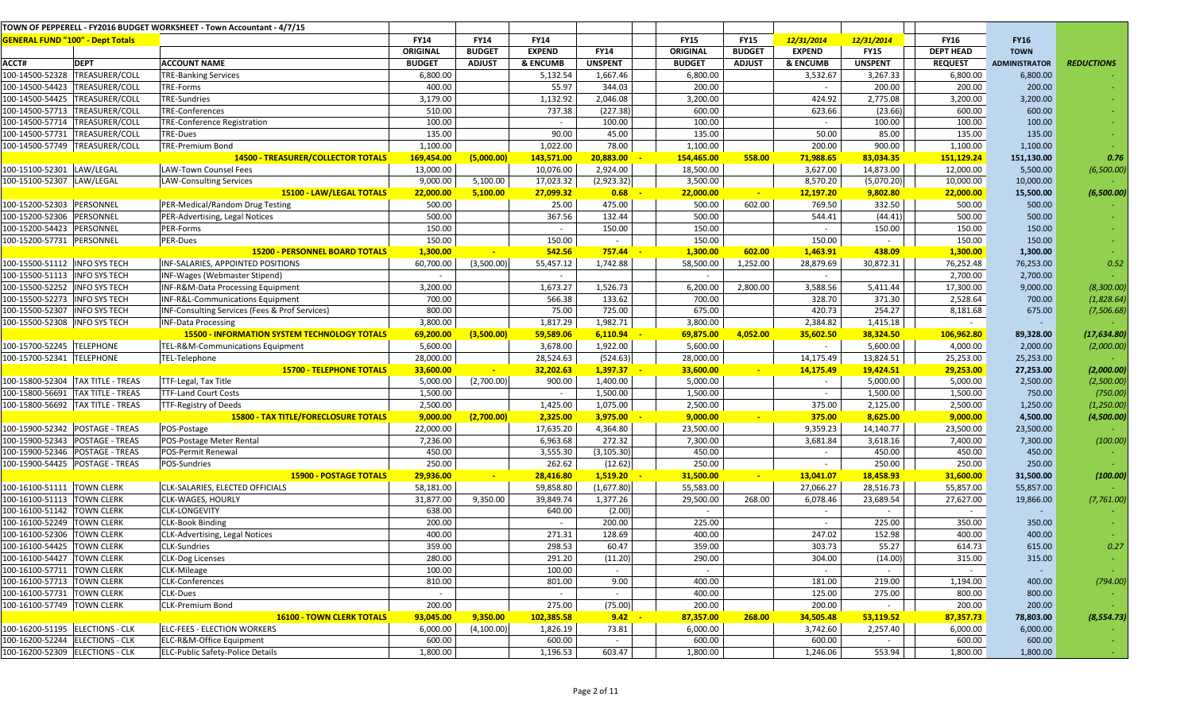TOWN OF PEPPERELL - FY2016 BUDGET WORKSHEET - Town Accountant - 4/7/15

| GENERAL FUND "100" - Dept Totals | | | FY14 | FY14 | FY14 | FY14 | FY15 | FY15 | 12/31/2014 | 12/31/2014 | FY16 | FY16 | |
|---|---|---|---|---|---|---|---|---|---|---|---|---|---|
| | | | ORIGINAL | BUDGET | EXPEND | UNSPENT | ORIGINAL | BUDGET | EXPEND | FY15 | DEPT HEAD | TOWN | |
| ACCT# | DEPT | ACCOUNT NAME | BUDGET | ADJUST | & ENCUMB | UNSPENT | BUDGET | ADJUST | & ENCUMB | UNSPENT | REQUEST | ADMINISTRATOR | REDUCTIONS |
| 100-14500-52328 | TREASURER/COLL | TRE-Banking Services | 6,800.00 | | 5,132.54 | 1,667.46 | 6,800.00 | | 3,532.67 | 3,267.33 | 6,800.00 | 6,800.00 | - |
| 100-14500-54423 | TREASURER/COLL | TRE-Forms | 400.00 | | 55.97 | 344.03 | 200.00 | | - | 200.00 | 200.00 | 200.00 | - |
| 100-14500-54425 | TREASURER/COLL | TRE-Sundries | 3,179.00 | | 1,132.92 | 2,046.08 | 3,200.00 | | 424.92 | 2,775.08 | 3,200.00 | 3,200.00 | - |
| 100-14500-57713 | TREASURER/COLL | TRE-Conferences | 510.00 | | 737.38 | (227.38) | 600.00 | | 623.66 | (23.66) | 600.00 | 600.00 | - |
| 100-14500-57714 | TREASURER/COLL | TRE-Conference Registration | 100.00 | | - | 100.00 | 100.00 | | - | 100.00 | 100.00 | 100.00 | - |
| 100-14500-57731 | TREASURER/COLL | TRE-Dues | 135.00 | | 90.00 | 45.00 | 135.00 | | 50.00 | 85.00 | 135.00 | 135.00 | - |
| 100-14500-57749 | TREASURER/COLL | TRE-Premium Bond | 1,100.00 | | 1,022.00 | 78.00 | 1,100.00 | | 200.00 | 900.00 | 1,100.00 | 1,100.00 | - |
| | | **14500 - TREASURER/COLLECTOR TOTALS** | **169,454.00** | **(5,000.00)** | **143,571.00** | **20,883.00** | **154,465.00** | **558.00** | **71,988.65** | **83,034.35** | **151,129.24** | **151,130.00** | **0.76** |
| 100-15100-52301 | LAW/LEGAL | LAW-Town Counsel Fees | 13,000.00 | | 10,076.00 | 2,924.00 | 18,500.00 | | 3,627.00 | 14,873.00 | 12,000.00 | 5,500.00 | (6,500.00) |
| 100-15100-52302 | LAW/LEGAL | LAW-Consulting Services | 9,000.00 | 5,100.00 | 17,023.32 | (2,923.32) | 3,500.00 | | 8,570.20 | (5,070.20) | 10,000.00 | 10,000.00 | - |
| | | **15100 - LAW/LEGAL TOTALS** | **22,000.00** | **5,100.00** | **27,099.32** | **0.68** | **22,000.00** | **-** | **12,197.20** | **9,802.80** | **22,000.00** | **15,500.00** | **(6,500.00)** |
| 100-15200-52303 | PERSONNEL | PER-Medical/Random Drug Testing | 500.00 | | 25.00 | 475.00 | 500.00 | 602.00 | 769.50 | 332.50 | 500.00 | 500.00 | - |
| 100-15200-52306 | PERSONNEL | PER-Advertising, Legal Notices | 500.00 | | 367.56 | 132.44 | 500.00 | | 544.41 | (44.41) | 500.00 | 500.00 | - |
| 100-15200-54423 | PERSONNEL | PER-Forms | 150.00 | | - | 150.00 | 150.00 | | - | 150.00 | 150.00 | 150.00 | - |
| 100-15200-57731 | PERSONNEL | PER-Dues | 150.00 | | 150.00 | - | 150.00 | | 150.00 | - | 150.00 | 150.00 | - |
| | | **15200 - PERSONNEL BOARD TOTALS** | **1,300.00** | **-** | **542.56** | **757.44** | **1,300.00** | **602.00** | **1,463.91** | **438.09** | **1,300.00** | **1,300.00** | **-** |
| 100-15500-51112 | INFO SYS TECH | INF-SALARIES, APPOINTED POSITIONS | 60,700.00 | (3,500.00) | 55,457.12 | 1,742.88 | 58,500.00 | 1,252.00 | 28,879.69 | 30,872.31 | 76,252.48 | 76,253.00 | 0.52 |
| 100-15500-51113 | INFO SYS TECH | INF-Wages (Webmaster Stipend) | - | | - | | - | | - | | 2,700.00 | 2,700.00 | - |
| 100-15500-52252 | INFO SYS TECH | INF-R&M-Data Processing Equipment | 3,200.00 | | 1,673.27 | 1,526.73 | 6,200.00 | 2,800.00 | 3,588.56 | 5,411.44 | 17,300.00 | 9,000.00 | (8,300.00) |
| 100-15500-52273 | INFO SYS TECH | INF-R&L-Communications Equipment | 700.00 | | 566.38 | 133.62 | 700.00 | | 328.70 | 371.30 | 2,528.64 | 700.00 | (1,828.64) |
| 100-15500-52307 | INFO SYS TECH | INF-Consulting Services (Fees & Prof Services) | 800.00 | | 75.00 | 725.00 | 675.00 | | 420.73 | 254.27 | 8,181.68 | 675.00 | (7,506.68) |
| 100-15500-52308 | INFO SYS TECH | INF-Data Processing | 3,800.00 | | 1,817.29 | 1,982.71 | 3,800.00 | | 2,384.82 | 1,415.18 | - | - | - |
| | | **15500 - INFORMATION SYSTEM TECHNOLOGY TOTALS** | **69,200.00** | **(3,500.00)** | **59,589.06** | **6,110.94** | **69,875.00** | **4,052.00** | **35,602.50** | **38,324.50** | **106,962.80** | **89,328.00** | **(17,634.80)** |
| 100-15700-52245 | TELEPHONE | TEL-R&M-Communications Equipment | 5,600.00 | | 3,678.00 | 1,922.00 | 5,600.00 | | - | 5,600.00 | 4,000.00 | 2,000.00 | (2,000.00) |
| 100-15700-52341 | TELEPHONE | TEL-Telephone | 28,000.00 | | 28,524.63 | (524.63) | 28,000.00 | | 14,175.49 | 13,824.51 | 25,253.00 | 25,253.00 | - |
| | | **15700 - TELEPHONE TOTALS** | **33,600.00** | **-** | **32,202.63** | **1,397.37** | **33,600.00** | **-** | **14,175.49** | **19,424.51** | **29,253.00** | **27,253.00** | **(2,000.00)** |
| 100-15800-52304 | TAX TITLE - TREAS | TTF-Legal, Tax Title | 5,000.00 | (2,700.00) | 900.00 | 1,400.00 | 5,000.00 | | - | 5,000.00 | 5,000.00 | 2,500.00 | (2,500.00) |
| 100-15800-56691 | TAX TITLE - TREAS | TTF-Land Court Costs | 1,500.00 | | - | 1,500.00 | 1,500.00 | | - | 1,500.00 | 1,500.00 | 750.00 | (750.00) |
| 100-15800-56692 | TAX TITLE - TREAS | TTF-Registry of Deeds | 2,500.00 | | 1,425.00 | 1,075.00 | 2,500.00 | | 375.00 | 2,125.00 | 2,500.00 | 1,250.00 | (1,250.00) |
| | | **15800 - TAX TITLE/FORECLOSURE TOTALS** | **9,000.00** | **(2,700.00)** | **2,325.00** | **3,975.00** | **9,000.00** | **-** | **375.00** | **8,625.00** | **9,000.00** | **4,500.00** | **(4,500.00)** |
| 100-15900-52342 | POSTAGE - TREAS | POS-Postage | 22,000.00 | | 17,635.20 | 4,364.80 | 23,500.00 | | 9,359.23 | 14,140.77 | 23,500.00 | 23,500.00 | - |
| 100-15900-52343 | POSTAGE - TREAS | POS-Postage Meter Rental | 7,236.00 | | 6,963.68 | 272.32 | 7,300.00 | | 3,681.84 | 3,618.16 | 7,400.00 | 7,300.00 | (100.00) |
| 100-15900-52346 | POSTAGE - TREAS | POS-Permit Renewal | 450.00 | | 3,555.30 | (3,105.30) | 450.00 | | - | 450.00 | 450.00 | 450.00 | - |
| 100-15900-54425 | POSTAGE - TREAS | POS-Sundries | 250.00 | | 262.62 | (12.62) | 250.00 | | - | 250.00 | 250.00 | 250.00 | - |
| | | **15900 - POSTAGE TOTALS** | **29,936.00** | **-** | **28,416.80** | **1,519.20** | **31,500.00** | **-** | **13,041.07** | **18,458.93** | **31,600.00** | **31,500.00** | **(100.00)** |
| 100-16100-51111 | TOWN CLERK | CLK-SALARIES, ELECTED OFFICIALS | 58,181.00 | | 59,858.80 | (1,677.80) | 55,583.00 | | 27,066.27 | 28,516.73 | 55,857.00 | 55,857.00 | - |
| 100-16100-51113 | TOWN CLERK | CLK-WAGES, HOURLY | 31,877.00 | 9,350.00 | 39,849.74 | 1,377.26 | 29,500.00 | 268.00 | 6,078.46 | 23,689.54 | 27,627.00 | 19,866.00 | (7,761.00) |
| 100-16100-51142 | TOWN CLERK | CLK-LONGEVITY | 638.00 | | 640.00 | (2.00) | - | | - | - | - | - | - |
| 100-16100-52249 | TOWN CLERK | CLK-Book Binding | 200.00 | | - | 200.00 | 225.00 | | - | 225.00 | 350.00 | 350.00 | - |
| 100-16100-52306 | TOWN CLERK | CLK-Advertising, Legal Notices | 400.00 | | 271.31 | 128.69 | 400.00 | | 247.02 | 152.98 | 400.00 | 400.00 | - |
| 100-16100-54425 | TOWN CLERK | CLK-Sundries | 359.00 | | 298.53 | 60.47 | 359.00 | | 303.73 | 55.27 | 614.73 | 615.00 | 0.27 |
| 100-16100-54427 | TOWN CLERK | CLK-Dog Licenses | 280.00 | | 291.20 | (11.20) | 290.00 | | 304.00 | (14.00) | 315.00 | 315.00 | - |
| 100-16100-57711 | TOWN CLERK | CLK-Mileage | 100.00 | | 100.00 | - | - | | - | - | - | - | - |
| 100-16100-57713 | TOWN CLERK | CLK-Conferences | 810.00 | | 801.00 | 9.00 | 400.00 | | 181.00 | 219.00 | 1,194.00 | 400.00 | (794.00) |
| 100-16100-57731 | TOWN CLERK | CLK-Dues | - | | - | - | 400.00 | | 125.00 | 275.00 | 800.00 | 800.00 | - |
| 100-16100-57749 | TOWN CLERK | CLK-Premium Bond | 200.00 | | 275.00 | (75.00) | 200.00 | | 200.00 | - | 200.00 | 200.00 | - |
| | | **16100 - TOWN CLERK TOTALS** | **93,045.00** | **9,350.00** | **102,385.58** | **9.42** | **87,357.00** | **268.00** | **34,505.48** | **53,119.52** | **87,357.73** | **78,803.00** | **(8,554.73)** |
| 100-16200-51195 | ELECTIONS - CLK | ELC-FEES - ELECTION WORKERS | 6,000.00 | (4,100.00) | 1,826.19 | 73.81 | 6,000.00 | | 3,742.60 | 2,257.40 | 6,000.00 | 6,000.00 | - |
| 100-16200-52244 | ELECTIONS - CLK | ELC-R&M-Office Equipment | 600.00 | | 600.00 | - | 600.00 | | 600.00 | - | 600.00 | 600.00 | - |
| 100-16200-52309 | ELECTIONS - CLK | ELC-Public Safety-Police Details | 1,800.00 | | 1,196.53 | 603.47 | 1,800.00 | | 1,246.06 | 553.94 | 1,800.00 | 1,800.00 | - |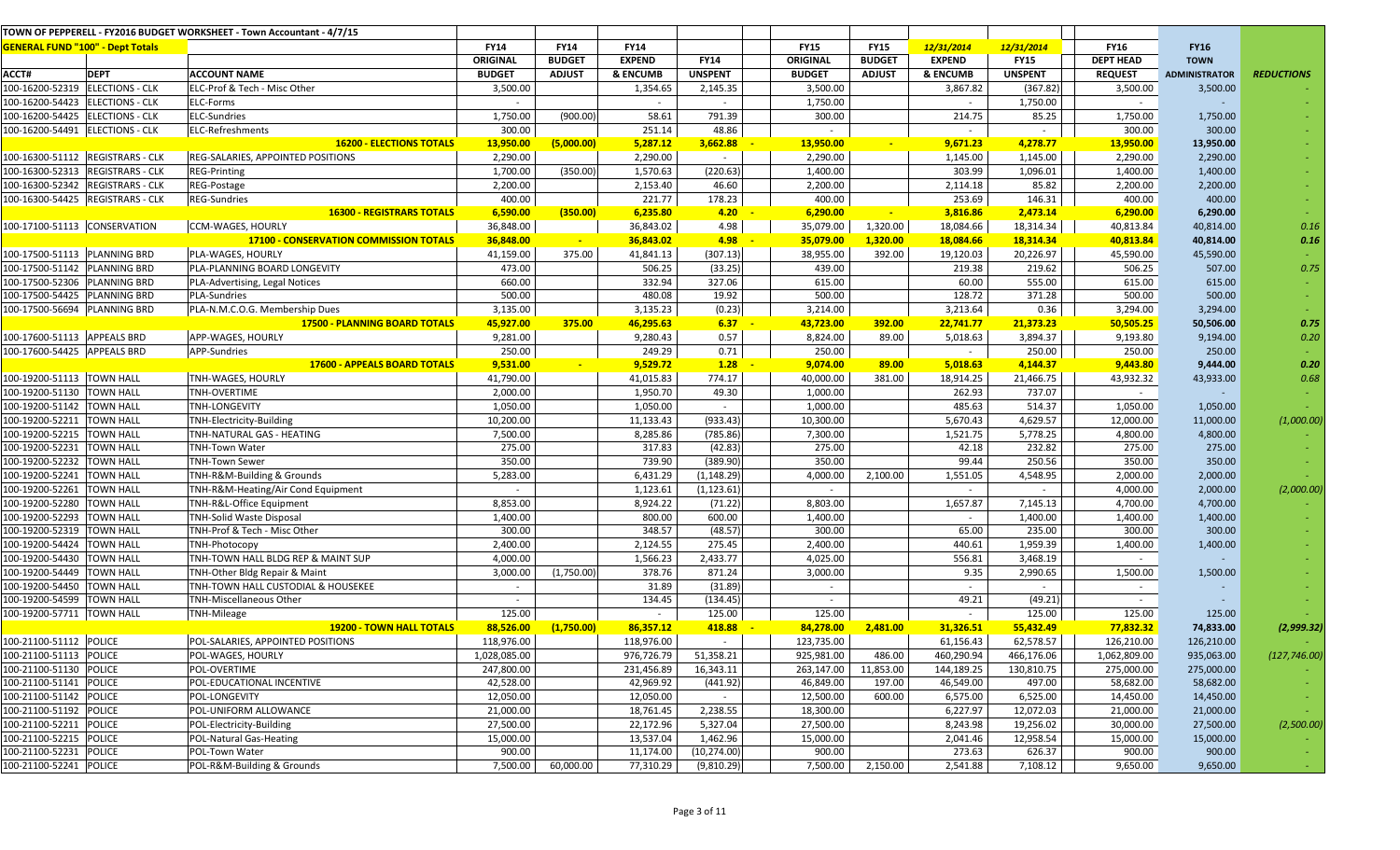TOWN OF PEPPERELL - FY2016 BUDGET WORKSHEET - Town Accountant - 4/7/15

| GENERAL FUND "100" - Dept Totals | | | FY14 | FY14 | FY14 | | | FY15 | FY15 | 12/31/2014 | 12/31/2014 | FY16 | FY16 | |
|---|---|---|---|---|---|---|---|---|---|---|---|---|---|---|
| | | | ORIGINAL | BUDGET | EXPEND | FY14 | | ORIGINAL | BUDGET | EXPEND | FY15 | DEPT HEAD | TOWN | |
| ACCT# | DEPT | ACCOUNT NAME | BUDGET | ADJUST | & ENCUMB | UNSPENT | | BUDGET | ADJUST | & ENCUMB | UNSPENT | REQUEST | ADMINISTRATOR | REDUCTIONS |
| 100-16200-52319 | ELECTIONS - CLK | ELC-Prof & Tech - Misc Other | 3,500.00 | | 1,354.65 | 2,145.35 | | 3,500.00 | | 3,867.82 | (367.82) | 3,500.00 | 3,500.00 | - |
| 100-16200-54423 | ELECTIONS - CLK | ELC-Forms | - | | - | - | | 1,750.00 | | - | 1,750.00 | - | - | - |
| 100-16200-54425 | ELECTIONS - CLK | ELC-Sundries | 1,750.00 | (900.00) | 58.61 | 791.39 | | 300.00 | | 214.75 | 85.25 | 1,750.00 | 1,750.00 | - |
| 100-16200-54491 | ELECTIONS - CLK | ELC-Refreshments | 300.00 | | 251.14 | 48.86 | | - | | - | - | 300.00 | 300.00 | - |
| | | **16200 - ELECTIONS TOTALS** | **13,950.00** | **(5,000.00)** | **5,287.12** | **3,662.88** | - | **13,950.00** | - | **9,671.23** | **4,278.77** | **13,950.00** | **13,950.00** | - |
| 100-16300-51112 | REGISTRARS - CLK | REG-SALARIES, APPOINTED POSITIONS | 2,290.00 | | 2,290.00 | - | | 2,290.00 | | 1,145.00 | 1,145.00 | 2,290.00 | 2,290.00 | - |
| 100-16300-52313 | REGISTRARS - CLK | REG-Printing | 1,700.00 | (350.00) | 1,570.63 | (220.63) | | 1,400.00 | | 303.99 | 1,096.01 | 1,400.00 | 1,400.00 | - |
| 100-16300-52342 | REGISTRARS - CLK | REG-Postage | 2,200.00 | | 2,153.40 | 46.60 | | 2,200.00 | | 2,114.18 | 85.82 | 2,200.00 | 2,200.00 | - |
| 100-16300-54425 | REGISTRARS - CLK | REG-Sundries | 400.00 | | 221.77 | 178.23 | | 400.00 | | 253.69 | 146.31 | 400.00 | 400.00 | - |
| | | **16300 - REGISTRARS TOTALS** | **6,590.00** | **(350.00)** | **6,235.80** | **4.20** | - | **6,290.00** | - | **3,816.86** | **2,473.14** | **6,290.00** | **6,290.00** | - |
| 100-17100-51113 | CONSERVATION | CCM-WAGES, HOURLY | 36,848.00 | | 36,843.02 | 4.98 | | 35,079.00 | 1,320.00 | 18,084.66 | 18,314.34 | 40,813.84 | 40,814.00 | 0.16 |
| | | **17100 - CONSERVATION COMMISSION TOTALS** | **36,848.00** | - | **36,843.02** | **4.98** | - | **35,079.00** | **1,320.00** | **18,084.66** | **18,314.34** | **40,813.84** | **40,814.00** | **0.16** |
| 100-17500-51113 | PLANNING BRD | PLA-WAGES, HOURLY | 41,159.00 | 375.00 | 41,841.13 | (307.13) | | 38,955.00 | 392.00 | 19,120.03 | 20,226.97 | 45,590.00 | 45,590.00 | - |
| 100-17500-51142 | PLANNING BRD | PLA-PLANNING BOARD LONGEVITY | 473.00 | | 506.25 | (33.25) | | 439.00 | | 219.38 | 219.62 | 506.25 | 507.00 | 0.75 |
| 100-17500-52306 | PLANNING BRD | PLA-Advertising, Legal Notices | 660.00 | | 332.94 | 327.06 | | 615.00 | | 60.00 | 555.00 | 615.00 | 615.00 | - |
| 100-17500-54425 | PLANNING BRD | PLA-Sundries | 500.00 | | 480.08 | 19.92 | | 500.00 | | 128.72 | 371.28 | 500.00 | 500.00 | - |
| 100-17500-56694 | PLANNING BRD | PLA-N.M.C.O.G. Membership Dues | 3,135.00 | | 3,135.23 | (0.23) | | 3,214.00 | | 3,213.64 | 0.36 | 3,294.00 | 3,294.00 | - |
| | | **17500 - PLANNING BOARD TOTALS** | **45,927.00** | **375.00** | **46,295.63** | **6.37** | - | **43,723.00** | **392.00** | **22,741.77** | **21,373.23** | **50,505.25** | **50,506.00** | **0.75** |
| 100-17600-51113 | APPEALS BRD | APP-WAGES, HOURLY | 9,281.00 | | 9,280.43 | 0.57 | | 8,824.00 | 89.00 | 5,018.63 | 3,894.37 | 9,193.80 | 9,194.00 | 0.20 |
| 100-17600-54425 | APPEALS BRD | APP-Sundries | 250.00 | | 249.29 | 0.71 | | 250.00 | | - | 250.00 | 250.00 | 250.00 | - |
| | | **17600 - APPEALS BOARD TOTALS** | **9,531.00** | - | **9,529.72** | **1.28** | - | **9,074.00** | **89.00** | **5,018.63** | **4,144.37** | **9,443.80** | **9,444.00** | **0.20** |
| 100-19200-51113 | TOWN HALL | TNH-WAGES, HOURLY | 41,790.00 | | 41,015.83 | 774.17 | | 40,000.00 | 381.00 | 18,914.25 | 21,466.75 | 43,932.32 | 43,933.00 | 0.68 |
| 100-19200-51130 | TOWN HALL | TNH-OVERTIME | 2,000.00 | | 1,950.70 | 49.30 | | 1,000.00 | | 262.93 | 737.07 | - | - | - |
| 100-19200-51142 | TOWN HALL | TNH-LONGEVITY | 1,050.00 | | 1,050.00 | - | | 1,000.00 | | 485.63 | 514.37 | 1,050.00 | 1,050.00 | - |
| 100-19200-52211 | TOWN HALL | TNH-Electricity-Building | 10,200.00 | | 11,133.43 | (933.43) | | 10,300.00 | | 5,670.43 | 4,629.57 | 12,000.00 | 11,000.00 | (1,000.00) |
| 100-19200-52215 | TOWN HALL | TNH-NATURAL GAS - HEATING | 7,500.00 | | 8,285.86 | (785.86) | | 7,300.00 | | 1,521.75 | 5,778.25 | 4,800.00 | 4,800.00 | - |
| 100-19200-52231 | TOWN HALL | TNH-Town Water | 275.00 | | 317.83 | (42.83) | | 275.00 | | 42.18 | 232.82 | 275.00 | 275.00 | - |
| 100-19200-52232 | TOWN HALL | TNH-Town Sewer | 350.00 | | 739.90 | (389.90) | | 350.00 | | 99.44 | 250.56 | 350.00 | 350.00 | - |
| 100-19200-52241 | TOWN HALL | TNH-R&M-Building & Grounds | 5,283.00 | | 6,431.29 | (1,148.29) | | 4,000.00 | 2,100.00 | 1,551.05 | 4,548.95 | 2,000.00 | 2,000.00 | - |
| 100-19200-52261 | TOWN HALL | TNH-R&M-Heating/Air Cond Equipment | - | | 1,123.61 | (1,123.61) | | - | | - | - | 4,000.00 | 2,000.00 | (2,000.00) |
| 100-19200-52280 | TOWN HALL | TNH-R&L-Office Equipment | 8,853.00 | | 8,924.22 | (71.22) | | 8,803.00 | | 1,657.87 | 7,145.13 | 4,700.00 | 4,700.00 | - |
| 100-19200-52293 | TOWN HALL | TNH-Solid Waste Disposal | 1,400.00 | | 800.00 | 600.00 | | 1,400.00 | | - | 1,400.00 | 1,400.00 | 1,400.00 | - |
| 100-19200-52319 | TOWN HALL | TNH-Prof & Tech - Misc Other | 300.00 | | 348.57 | (48.57) | | 300.00 | | 65.00 | 235.00 | 300.00 | 300.00 | - |
| 100-19200-54424 | TOWN HALL | TNH-Photocopy | 2,400.00 | | 2,124.55 | 275.45 | | 2,400.00 | | 440.61 | 1,959.39 | 1,400.00 | 1,400.00 | - |
| 100-19200-54430 | TOWN HALL | TNH-TOWN HALL BLDG REP & MAINT SUP | 4,000.00 | | 1,566.23 | 2,433.77 | | 4,025.00 | | 556.81 | 3,468.19 | - | - | - |
| 100-19200-54449 | TOWN HALL | TNH-Other Bldg Repair & Maint | 3,000.00 | (1,750.00) | 378.76 | 871.24 | | 3,000.00 | | 9.35 | 2,990.65 | 1,500.00 | 1,500.00 | - |
| 100-19200-54450 | TOWN HALL | TNH-TOWN HALL CUSTODIAL & HOUSEKEE | - | | 31.89 | (31.89) | | - | | - | - | - | - | - |
| 100-19200-54599 | TOWN HALL | TNH-Miscellaneous Other | - | | 134.45 | (134.45) | | - | | 49.21 | (49.21) | - | - | - |
| 100-19200-57711 | TOWN HALL | TNH-Mileage | 125.00 | | - | 125.00 | | 125.00 | | - | 125.00 | 125.00 | 125.00 | - |
| | | **19200 - TOWN HALL TOTALS** | **88,526.00** | **(1,750.00)** | **86,357.12** | **418.88** | - | **84,278.00** | **2,481.00** | **31,326.51** | **55,432.49** | **77,832.32** | **74,833.00** | **(2,999.32)** |
| 100-21100-51112 | POLICE | POL-SALARIES, APPOINTED POSITIONS | 118,976.00 | | 118,976.00 | - | | 123,735.00 | | 61,156.43 | 62,578.57 | 126,210.00 | 126,210.00 | - |
| 100-21100-51113 | POLICE | POL-WAGES, HOURLY | 1,028,085.00 | | 976,726.79 | 51,358.21 | | 925,981.00 | 486.00 | 460,290.94 | 466,176.06 | 1,062,809.00 | 935,063.00 | (127,746.00) |
| 100-21100-51130 | POLICE | POL-OVERTIME | 247,800.00 | | 231,456.89 | 16,343.11 | | 263,147.00 | 11,853.00 | 144,189.25 | 130,810.75 | 275,000.00 | 275,000.00 | - |
| 100-21100-51141 | POLICE | POL-EDUCATIONAL INCENTIVE | 42,528.00 | | 42,969.92 | (441.92) | | 46,849.00 | 197.00 | 46,549.00 | 497.00 | 58,682.00 | 58,682.00 | - |
| 100-21100-51142 | POLICE | POL-LONGEVITY | 12,050.00 | | 12,050.00 | - | | 12,500.00 | 600.00 | 6,575.00 | 6,525.00 | 14,450.00 | 14,450.00 | - |
| 100-21100-51192 | POLICE | POL-UNIFORM ALLOWANCE | 21,000.00 | | 18,761.45 | 2,238.55 | | 18,300.00 | | 6,227.97 | 12,072.03 | 21,000.00 | 21,000.00 | - |
| 100-21100-52211 | POLICE | POL-Electricity-Building | 27,500.00 | | 22,172.96 | 5,327.04 | | 27,500.00 | | 8,243.98 | 19,256.02 | 30,000.00 | 27,500.00 | (2,500.00) |
| 100-21100-52215 | POLICE | POL-Natural Gas-Heating | 15,000.00 | | 13,537.04 | 1,462.96 | | 15,000.00 | | 2,041.46 | 12,958.54 | 15,000.00 | 15,000.00 | - |
| 100-21100-52231 | POLICE | POL-Town Water | 900.00 | | 11,174.00 | (10,274.00) | | 900.00 | | 273.63 | 626.37 | 900.00 | 900.00 | - |
| 100-21100-52241 | POLICE | POL-R&M-Building & Grounds | 7,500.00 | 60,000.00 | 77,310.29 | (9,810.29) | | 7,500.00 | 2,150.00 | 2,541.88 | 7,108.12 | 9,650.00 | 9,650.00 | - |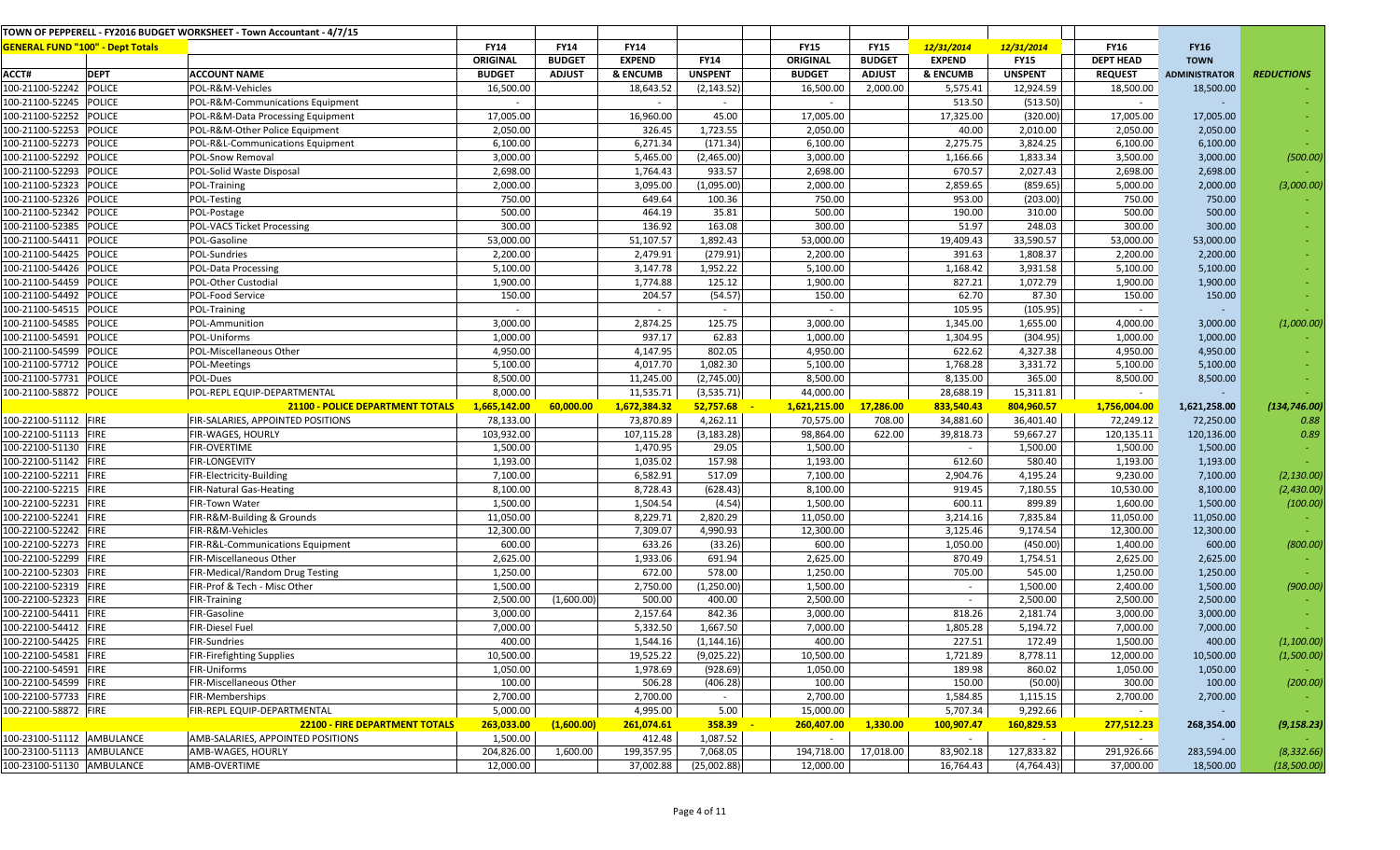TOWN OF PEPPERELL - FY2016 BUDGET WORKSHEET - Town Accountant - 4/7/15

| **GENERAL FUND "100" - Dept Totals** | | | FY14 | FY14 | FY14 | | FY15 | FY15 | 12/31/2014 | 12/31/2014 | FY16 | FY16 | |
|---|---|---|---|---|---|---|---|---|---|---|---|---|---|
| | | | ORIGINAL | BUDGET | EXPEND | FY14 | ORIGINAL | BUDGET | EXPEND | FY15 | DEPT HEAD | TOWN | |
| ACCT# | DEPT | ACCOUNT NAME | BUDGET | ADJUST | & ENCUMB | UNSPENT | BUDGET | ADJUST | & ENCUMB | UNSPENT | REQUEST | ADMINISTRATOR | REDUCTIONS |
| 100-21100-52242 | POLICE | POL-R&M-Vehicles | 16,500.00 | | 18,643.52 | (2,143.52) | 16,500.00 | 2,000.00 | 5,575.41 | 12,924.59 | 18,500.00 | 18,500.00 | - |
| 100-21100-52245 | POLICE | POL-R&M-Communications Equipment | - | | - | - | - | | 513.50 | (513.50) | - | - | - |
| 100-21100-52252 | POLICE | POL-R&M-Data Processing Equipment | 17,005.00 | | 16,960.00 | 45.00 | 17,005.00 | | 17,325.00 | (320.00) | 17,005.00 | 17,005.00 | - |
| 100-21100-52253 | POLICE | POL-R&M-Other Police Equipment | 2,050.00 | | 326.45 | 1,723.55 | 2,050.00 | | 40.00 | 2,010.00 | 2,050.00 | 2,050.00 | - |
| 100-21100-52273 | POLICE | POL-R&L-Communications Equipment | 6,100.00 | | 6,271.34 | (171.34) | 6,100.00 | | 2,275.75 | 3,824.25 | 6,100.00 | 6,100.00 | - |
| 100-21100-52292 | POLICE | POL-Snow Removal | 3,000.00 | | 5,465.00 | (2,465.00) | 3,000.00 | | 1,166.66 | 1,833.34 | 3,500.00 | 3,000.00 | (500.00) |
| 100-21100-52293 | POLICE | POL-Solid Waste Disposal | 2,698.00 | | 1,764.43 | 933.57 | 2,698.00 | | 670.57 | 2,027.43 | 2,698.00 | 2,698.00 | - |
| 100-21100-52323 | POLICE | POL-Training | 2,000.00 | | 3,095.00 | (1,095.00) | 2,000.00 | | 2,859.65 | (859.65) | 5,000.00 | 2,000.00 | (3,000.00) |
| 100-21100-52326 | POLICE | POL-Testing | 750.00 | | 649.64 | 100.36 | 750.00 | | 953.00 | (203.00) | 750.00 | 750.00 | - |
| 100-21100-52342 | POLICE | POL-Postage | 500.00 | | 464.19 | 35.81 | 500.00 | | 190.00 | 310.00 | 500.00 | 500.00 | - |
| 100-21100-52385 | POLICE | POL-VACS Ticket Processing | 300.00 | | 136.92 | 163.08 | 300.00 | | 51.97 | 248.03 | 300.00 | 300.00 | - |
| 100-21100-54411 | POLICE | POL-Gasoline | 53,000.00 | | 51,107.57 | 1,892.43 | 53,000.00 | | 19,409.43 | 33,590.57 | 53,000.00 | 53,000.00 | - |
| 100-21100-54425 | POLICE | POL-Sundries | 2,200.00 | | 2,479.91 | (279.91) | 2,200.00 | | 391.63 | 1,808.37 | 2,200.00 | 2,200.00 | - |
| 100-21100-54426 | POLICE | POL-Data Processing | 5,100.00 | | 3,147.78 | 1,952.22 | 5,100.00 | | 1,168.42 | 3,931.58 | 5,100.00 | 5,100.00 | - |
| 100-21100-54459 | POLICE | POL-Other Custodial | 1,900.00 | | 1,774.88 | 125.12 | 1,900.00 | | 827.21 | 1,072.79 | 1,900.00 | 1,900.00 | - |
| 100-21100-54492 | POLICE | POL-Food Service | 150.00 | | 204.57 | (54.57) | 150.00 | | 62.70 | 87.30 | 150.00 | 150.00 | - |
| 100-21100-54515 | POLICE | POL-Training | - | | - | - | - | | 105.95 | (105.95) | - | - | - |
| 100-21100-54585 | POLICE | POL-Ammunition | 3,000.00 | | 2,874.25 | 125.75 | 3,000.00 | | 1,345.00 | 1,655.00 | 4,000.00 | 3,000.00 | (1,000.00) |
| 100-21100-54591 | POLICE | POL-Uniforms | 1,000.00 | | 937.17 | 62.83 | 1,000.00 | | 1,304.95 | (304.95) | 1,000.00 | 1,000.00 | - |
| 100-21100-54599 | POLICE | POL-Miscellaneous Other | 4,950.00 | | 4,147.95 | 802.05 | 4,950.00 | | 622.62 | 4,327.38 | 4,950.00 | 4,950.00 | - |
| 100-21100-57712 | POLICE | POL-Meetings | 5,100.00 | | 4,017.70 | 1,082.30 | 5,100.00 | | 1,768.28 | 3,331.72 | 5,100.00 | 5,100.00 | - |
| 100-21100-57731 | POLICE | POL-Dues | 8,500.00 | | 11,245.00 | (2,745.00) | 8,500.00 | | 8,135.00 | 365.00 | 8,500.00 | 8,500.00 | - |
| 100-21100-58872 | POLICE | POL-REPL EQUIP-DEPARTMENTAL | 8,000.00 | | 11,535.71 | (3,535.71) | 44,000.00 | | 28,688.19 | 15,311.81 | - | - | - |
| | | **21100 - POLICE DEPARTMENT TOTALS** | **1,665,142.00** | **60,000.00** | **1,672,384.32** | **52,757.68** | **1,621,215.00** | **17,286.00** | **833,540.43** | **804,960.57** | **1,756,004.00** | **1,621,258.00** | **(134,746.00)** |
| 100-22100-51112 | FIRE | FIR-SALARIES, APPOINTED POSITIONS | 78,133.00 | | 73,870.89 | 4,262.11 | 70,575.00 | 708.00 | 34,881.60 | 36,401.40 | 72,249.12 | 72,250.00 | 0.88 |
| 100-22100-51113 | FIRE | FIR-WAGES, HOURLY | 103,932.00 | | 107,115.28 | (3,183.28) | 98,864.00 | 622.00 | 39,818.73 | 59,667.27 | 120,135.11 | 120,136.00 | 0.89 |
| 100-22100-51130 | FIRE | FIR-OVERTIME | 1,500.00 | | 1,470.95 | 29.05 | 1,500.00 | | - | 1,500.00 | 1,500.00 | 1,500.00 | - |
| 100-22100-51142 | FIRE | FIR-LONGEVITY | 1,193.00 | | 1,035.02 | 157.98 | 1,193.00 | | 612.60 | 580.40 | 1,193.00 | 1,193.00 | - |
| 100-22100-52211 | FIRE | FIR-Electricity-Building | 7,100.00 | | 6,582.91 | 517.09 | 7,100.00 | | 2,904.76 | 4,195.24 | 9,230.00 | 7,100.00 | (2,130.00) |
| 100-22100-52215 | FIRE | FIR-Natural Gas-Heating | 8,100.00 | | 8,728.43 | (628.43) | 8,100.00 | | 919.45 | 7,180.55 | 10,530.00 | 8,100.00 | (2,430.00) |
| 100-22100-52231 | FIRE | FIR-Town Water | 1,500.00 | | 1,504.54 | (4.54) | 1,500.00 | | 600.11 | 899.89 | 1,600.00 | 1,500.00 | (100.00) |
| 100-22100-52241 | FIRE | FIR-R&M-Building & Grounds | 11,050.00 | | 8,229.71 | 2,820.29 | 11,050.00 | | 3,214.16 | 7,835.84 | 11,050.00 | 11,050.00 | - |
| 100-22100-52242 | FIRE | FIR-R&M-Vehicles | 12,300.00 | | 7,309.07 | 4,990.93 | 12,300.00 | | 3,125.46 | 9,174.54 | 12,300.00 | 12,300.00 | - |
| 100-22100-52273 | FIRE | FIR-R&L-Communications Equipment | 600.00 | | 633.26 | (33.26) | 600.00 | | 1,050.00 | (450.00) | 1,400.00 | 600.00 | (800.00) |
| 100-22100-52299 | FIRE | FIR-Miscellaneous Other | 2,625.00 | | 1,933.06 | 691.94 | 2,625.00 | | 870.49 | 1,754.51 | 2,625.00 | 2,625.00 | - |
| 100-22100-52303 | FIRE | FIR-Medical/Random Drug Testing | 1,250.00 | | 672.00 | 578.00 | 1,250.00 | | 705.00 | 545.00 | 1,250.00 | 1,250.00 | - |
| 100-22100-52319 | FIRE | FIR-Prof & Tech - Misc Other | 1,500.00 | | 2,750.00 | (1,250.00) | 1,500.00 | | - | 1,500.00 | 2,400.00 | 1,500.00 | (900.00) |
| 100-22100-52323 | FIRE | FIR-Training | 2,500.00 | (1,600.00) | 500.00 | 400.00 | 2,500.00 | | - | 2,500.00 | 2,500.00 | 2,500.00 | - |
| 100-22100-54411 | FIRE | FIR-Gasoline | 3,000.00 | | 2,157.64 | 842.36 | 3,000.00 | | 818.26 | 2,181.74 | 3,000.00 | 3,000.00 | - |
| 100-22100-54412 | FIRE | FIR-Diesel Fuel | 7,000.00 | | 5,332.50 | 1,667.50 | 7,000.00 | | 1,805.28 | 5,194.72 | 7,000.00 | 7,000.00 | - |
| 100-22100-54425 | FIRE | FIR-Sundries | 400.00 | | 1,544.16 | (1,144.16) | 400.00 | | 227.51 | 172.49 | 1,500.00 | 400.00 | (1,100.00) |
| 100-22100-54581 | FIRE | FIR-Firefighting Supplies | 10,500.00 | | 19,525.22 | (9,025.22) | 10,500.00 | | 1,721.89 | 8,778.11 | 12,000.00 | 10,500.00 | (1,500.00) |
| 100-22100-54591 | FIRE | FIR-Uniforms | 1,050.00 | | 1,978.69 | (928.69) | 1,050.00 | | 189.98 | 860.02 | 1,050.00 | 1,050.00 | - |
| 100-22100-54599 | FIRE | FIR-Miscellaneous Other | 100.00 | | 506.28 | (406.28) | 100.00 | | 150.00 | (50.00) | 300.00 | 100.00 | (200.00) |
| 100-22100-57733 | FIRE | FIR-Memberships | 2,700.00 | | 2,700.00 | - | 2,700.00 | | 1,584.85 | 1,115.15 | 2,700.00 | 2,700.00 | - |
| 100-22100-58872 | FIRE | FIR-REPL EQUIP-DEPARTMENTAL | 5,000.00 | | 4,995.00 | 5.00 | 15,000.00 | | 5,707.34 | 9,292.66 | - | - | - |
| | | **22100 - FIRE DEPARTMENT TOTALS** | **263,033.00** | **(1,600.00)** | **261,074.61** | **358.39** | **260,407.00** | **1,330.00** | **100,907.47** | **160,829.53** | **277,512.23** | **268,354.00** | **(9,158.23)** |
| 100-23100-51112 | AMBULANCE | AMB-SALARIES, APPOINTED POSITIONS | 1,500.00 | | 412.48 | 1,087.52 | - | | - | - | - | - | - |
| 100-23100-51113 | AMBULANCE | AMB-WAGES, HOURLY | 204,826.00 | 1,600.00 | 199,357.95 | 7,068.05 | 194,718.00 | 17,018.00 | 83,902.18 | 127,833.82 | 291,926.66 | 283,594.00 | (8,332.66) |
| 100-23100-51130 | AMBULANCE | AMB-OVERTIME | 12,000.00 | | 37,002.88 | (25,002.88) | 12,000.00 | | 16,764.43 | (4,764.43) | 37,000.00 | 18,500.00 | (18,500.00) |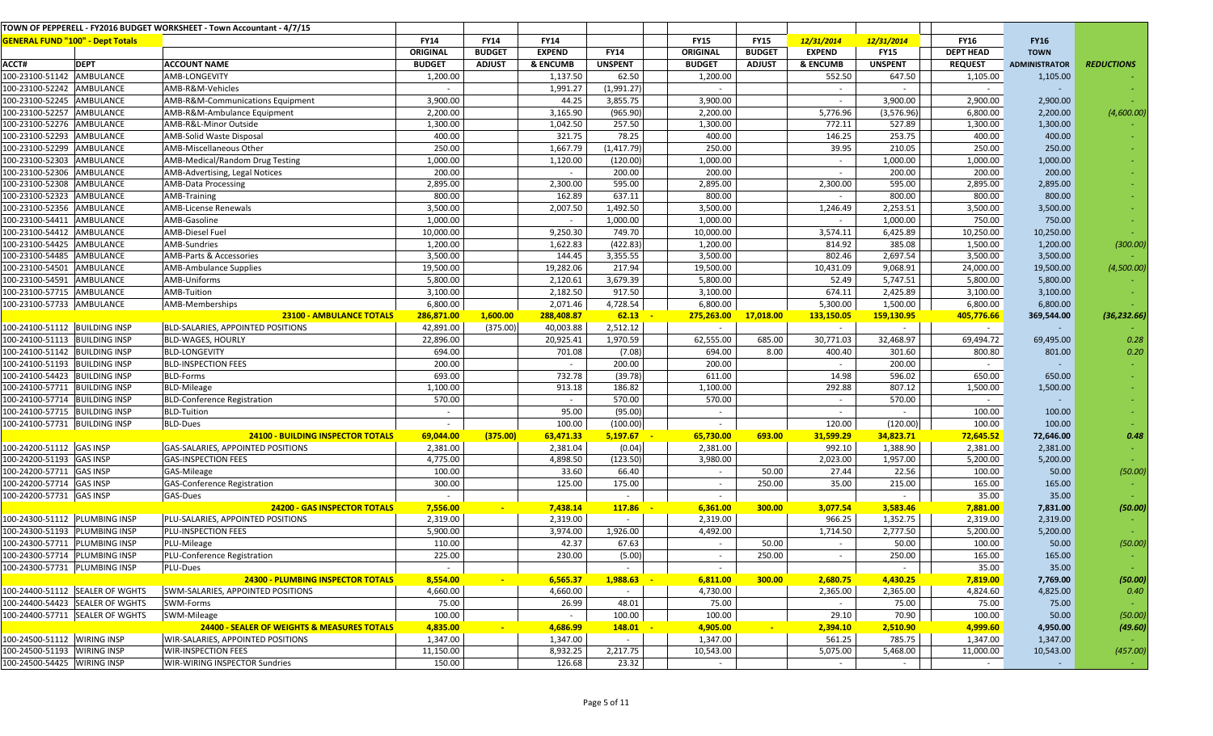TOWN OF PEPPERELL - FY2016 BUDGET WORKSHEET - Town Accountant - 4/7/15

| GENERAL FUND "100" - Dept Totals | | | FY14 | FY14 | FY14 | FY14 | FY15 | FY15 | 12/31/2014 | 12/31/2014 | FY16 | FY16 | |
|---|---|---|---|---|---|---|---|---|---|---|---|---|---|
| | | | ORIGINAL | BUDGET | EXPEND | | ORIGINAL | BUDGET | EXPEND | FY15 | DEPT HEAD | TOWN | |
| ACCT# | DEPT | ACCOUNT NAME | BUDGET | ADJUST | & ENCUMB | UNSPENT | BUDGET | ADJUST | & ENCUMB | UNSPENT | REQUEST | ADMINISTRATOR | REDUCTIONS |
| 100-23100-51142 | AMBULANCE | AMB-LONGEVITY | 1,200.00 | | 1,137.50 | 62.50 | 1,200.00 | | 552.50 | 647.50 | 1,105.00 | 1,105.00 | - |
| 100-23100-52242 | AMBULANCE | AMB-R&M-Vehicles | - | | 1,991.27 | (1,991.27) | - | | - | - | - | - | - |
| 100-23100-52245 | AMBULANCE | AMB-R&M-Communications Equipment | 3,900.00 | | 44.25 | 3,855.75 | 3,900.00 | | - | 3,900.00 | 2,900.00 | 2,900.00 | - |
| 100-23100-52257 | AMBULANCE | AMB-R&M-Ambulance Equipment | 2,200.00 | | 3,165.90 | (965.90) | 2,200.00 | | 5,776.96 | (3,576.96) | 6,800.00 | 2,200.00 | (4,600.00) |
| 100-23100-52276 | AMBULANCE | AMB-R&L-Minor Outside | 1,300.00 | | 1,042.50 | 257.50 | 1,300.00 | | 772.11 | 527.89 | 1,300.00 | 1,300.00 | - |
| 100-23100-52293 | AMBULANCE | AMB-Solid Waste Disposal | 400.00 | | 321.75 | 78.25 | 400.00 | | 146.25 | 253.75 | 400.00 | 400.00 | - |
| 100-23100-52299 | AMBULANCE | AMB-Miscellaneous Other | 250.00 | | 1,667.79 | (1,417.79) | 250.00 | | 39.95 | 210.05 | 250.00 | 250.00 | - |
| 100-23100-52303 | AMBULANCE | AMB-Medical/Random Drug Testing | 1,000.00 | | 1,120.00 | (120.00) | 1,000.00 | | - | 1,000.00 | 1,000.00 | 1,000.00 | - |
| 100-23100-52306 | AMBULANCE | AMB-Advertising, Legal Notices | 200.00 | | - | 200.00 | 200.00 | | - | 200.00 | 200.00 | 200.00 | - |
| 100-23100-52308 | AMBULANCE | AMB-Data Processing | 2,895.00 | | 2,300.00 | 595.00 | 2,895.00 | | 2,300.00 | 595.00 | 2,895.00 | 2,895.00 | - |
| 100-23100-52323 | AMBULANCE | AMB-Training | 800.00 | | 162.89 | 637.11 | 800.00 | | - | 800.00 | 800.00 | 800.00 | - |
| 100-23100-52356 | AMBULANCE | AMB-License Renewals | 3,500.00 | | 2,007.50 | 1,492.50 | 3,500.00 | | 1,246.49 | 2,253.51 | 3,500.00 | 3,500.00 | - |
| 100-23100-54411 | AMBULANCE | AMB-Gasoline | 1,000.00 | | - | 1,000.00 | 1,000.00 | | - | 1,000.00 | 750.00 | 750.00 | - |
| 100-23100-54412 | AMBULANCE | AMB-Diesel Fuel | 10,000.00 | | 9,250.30 | 749.70 | 10,000.00 | | 3,574.11 | 6,425.89 | 10,250.00 | 10,250.00 | - |
| 100-23100-54425 | AMBULANCE | AMB-Sundries | 1,200.00 | | 1,622.83 | (422.83) | 1,200.00 | | 814.92 | 385.08 | 1,500.00 | 1,200.00 | (300.00) |
| 100-23100-54485 | AMBULANCE | AMB-Parts & Accessories | 3,500.00 | | 144.45 | 3,355.55 | 3,500.00 | | 802.46 | 2,697.54 | 3,500.00 | 3,500.00 | - |
| 100-23100-54501 | AMBULANCE | AMB-Ambulance Supplies | 19,500.00 | | 19,282.06 | 217.94 | 19,500.00 | | 10,431.09 | 9,068.91 | 24,000.00 | 19,500.00 | (4,500.00) |
| 100-23100-54591 | AMBULANCE | AMB-Uniforms | 5,800.00 | | 2,120.61 | 3,679.39 | 5,800.00 | | 52.49 | 5,747.51 | 5,800.00 | 5,800.00 | - |
| 100-23100-57715 | AMBULANCE | AMB-Tuition | 3,100.00 | | 2,182.50 | 917.50 | 3,100.00 | | 674.11 | 2,425.89 | 3,100.00 | 3,100.00 | - |
| 100-23100-57733 | AMBULANCE | AMB-Memberships | 6,800.00 | | 2,071.46 | 4,728.54 | 6,800.00 | | 5,300.00 | 1,500.00 | 6,800.00 | 6,800.00 | - |
| | | **23100 - AMBULANCE TOTALS** | **286,871.00** | **1,600.00** | **288,408.87** | **62.13** | **275,263.00** | **17,018.00** | **133,150.05** | **159,130.95** | **405,776.66** | **369,544.00** | **(36,232.66)** |
| 100-24100-51112 | BUILDING INSP | BLD-SALARIES, APPOINTED POSITIONS | 42,891.00 | (375.00) | 40,003.88 | 2,512.12 | - | | - | - | - | - | - |
| 100-24100-51113 | BUILDING INSP | BLD-WAGES, HOURLY | 22,896.00 | | 20,925.41 | 1,970.59 | 62,555.00 | 685.00 | 30,771.03 | 32,468.97 | 69,494.72 | 69,495.00 | 0.28 |
| 100-24100-51142 | BUILDING INSP | BLD-LONGEVITY | 694.00 | | 701.08 | (7.08) | 694.00 | 8.00 | 400.40 | 301.60 | 800.80 | 801.00 | 0.20 |
| 100-24100-51193 | BUILDING INSP | BLD-INSPECTION FEES | 200.00 | | - | 200.00 | 200.00 | | - | 200.00 | - | - | - |
| 100-24100-54423 | BUILDING INSP | BLD-Forms | 693.00 | | 732.78 | (39.78) | 611.00 | | 14.98 | 596.02 | 650.00 | 650.00 | - |
| 100-24100-57711 | BUILDING INSP | BLD-Mileage | 1,100.00 | | 913.18 | 186.82 | 1,100.00 | | 292.88 | 807.12 | 1,500.00 | 1,500.00 | - |
| 100-24100-57714 | BUILDING INSP | BLD-Conference Registration | 570.00 | | - | 570.00 | 570.00 | | - | 570.00 | - | - | - |
| 100-24100-57715 | BUILDING INSP | BLD-Tuition | - | | 95.00 | (95.00) | - | | - | - | 100.00 | 100.00 | - |
| 100-24100-57731 | BUILDING INSP | BLD-Dues | - | | 100.00 | (100.00) | - | | 120.00 | (120.00) | 100.00 | 100.00 | - |
| | | **24100 - BUILDING INSPECTOR TOTALS** | **69,044.00** | **(375.00)** | **63,471.33** | **5,197.67** | **65,730.00** | **693.00** | **31,599.29** | **34,823.71** | **72,645.52** | **72,646.00** | **0.48** |
| 100-24200-51112 | GAS INSP | GAS-SALARIES, APPOINTED POSITIONS | 2,381.00 | | 2,381.04 | (0.04) | 2,381.00 | | 992.10 | 1,388.90 | 2,381.00 | 2,381.00 | - |
| 100-24200-51193 | GAS INSP | GAS-INSPECTION FEES | 4,775.00 | | 4,898.50 | (123.50) | 3,980.00 | | 2,023.00 | 1,957.00 | 5,200.00 | 5,200.00 | - |
| 100-24200-57711 | GAS INSP | GAS-Mileage | 100.00 | | 33.60 | 66.40 | - | 50.00 | 27.44 | 22.56 | 100.00 | 50.00 | (50.00) |
| 100-24200-57714 | GAS INSP | GAS-Conference Registration | 300.00 | | 125.00 | 175.00 | - | 250.00 | 35.00 | 215.00 | 165.00 | 165.00 | - |
| 100-24200-57731 | GAS INSP | GAS-Dues | - | | | - | - | | | - | 35.00 | 35.00 | - |
| | | **24200 - GAS INSPECTOR TOTALS** | **7,556.00** | **-** | **7,438.14** | **117.86** | **6,361.00** | **300.00** | **3,077.54** | **3,583.46** | **7,881.00** | **7,831.00** | **(50.00)** |
| 100-24300-51112 | PLUMBING INSP | PLU-SALARIES, APPOINTED POSITIONS | 2,319.00 | | 2,319.00 | - | 2,319.00 | | 966.25 | 1,352.75 | 2,319.00 | 2,319.00 | - |
| 100-24300-51193 | PLUMBING INSP | PLU-INSPECTION FEES | 5,900.00 | | 3,974.00 | 1,926.00 | 4,492.00 | | 1,714.50 | 2,777.50 | 5,200.00 | 5,200.00 | - |
| 100-24300-57711 | PLUMBING INSP | PLU-Mileage | 110.00 | | 42.37 | 67.63 | - | 50.00 | - | 50.00 | 100.00 | 50.00 | (50.00) |
| 100-24300-57714 | PLUMBING INSP | PLU-Conference Registration | 225.00 | | 230.00 | (5.00) | - | 250.00 | - | 250.00 | 165.00 | 165.00 | - |
| 100-24300-57731 | PLUMBING INSP | PLU-Dues | - | | | - | - | | | - | 35.00 | 35.00 | - |
| | | **24300 - PLUMBING INSPECTOR TOTALS** | **8,554.00** | **-** | **6,565.37** | **1,988.63** | **6,811.00** | **300.00** | **2,680.75** | **4,430.25** | **7,819.00** | **7,769.00** | **(50.00)** |
| 100-24400-51112 | SEALER OF WGHTS | SWM-SALARIES, APPOINTED POSITIONS | 4,660.00 | | 4,660.00 | - | 4,730.00 | | 2,365.00 | 2,365.00 | 4,824.60 | 4,825.00 | 0.40 |
| 100-24400-54423 | SEALER OF WGHTS | SWM-Forms | 75.00 | | 26.99 | 48.01 | 75.00 | | - | 75.00 | 75.00 | 75.00 | - |
| 100-24400-57711 | SEALER OF WGHTS | SWM-Mileage | 100.00 | | - | 100.00 | 100.00 | | 29.10 | 70.90 | 100.00 | 50.00 | (50.00) |
| | | **24400 - SEALER OF WEIGHTS & MEASURES TOTALS** | **4,835.00** | **-** | **4,686.99** | **148.01** | **4,905.00** | **-** | **2,394.10** | **2,510.90** | **4,999.60** | **4,950.00** | **(49.60)** |
| 100-24500-51112 | WIRING INSP | WIR-SALARIES, APPOINTED POSITIONS | 1,347.00 | | 1,347.00 | - | 1,347.00 | | 561.25 | 785.75 | 1,347.00 | 1,347.00 | - |
| 100-24500-51193 | WIRING INSP | WIR-INSPECTION FEES | 11,150.00 | | 8,932.25 | 2,217.75 | 10,543.00 | | 5,075.00 | 5,468.00 | 11,000.00 | 10,543.00 | (457.00) |
| 100-24500-54425 | WIRING INSP | WIR-WIRING INSPECTOR Sundries | 150.00 | | 126.68 | 23.32 | - | | - | - | - | - | - |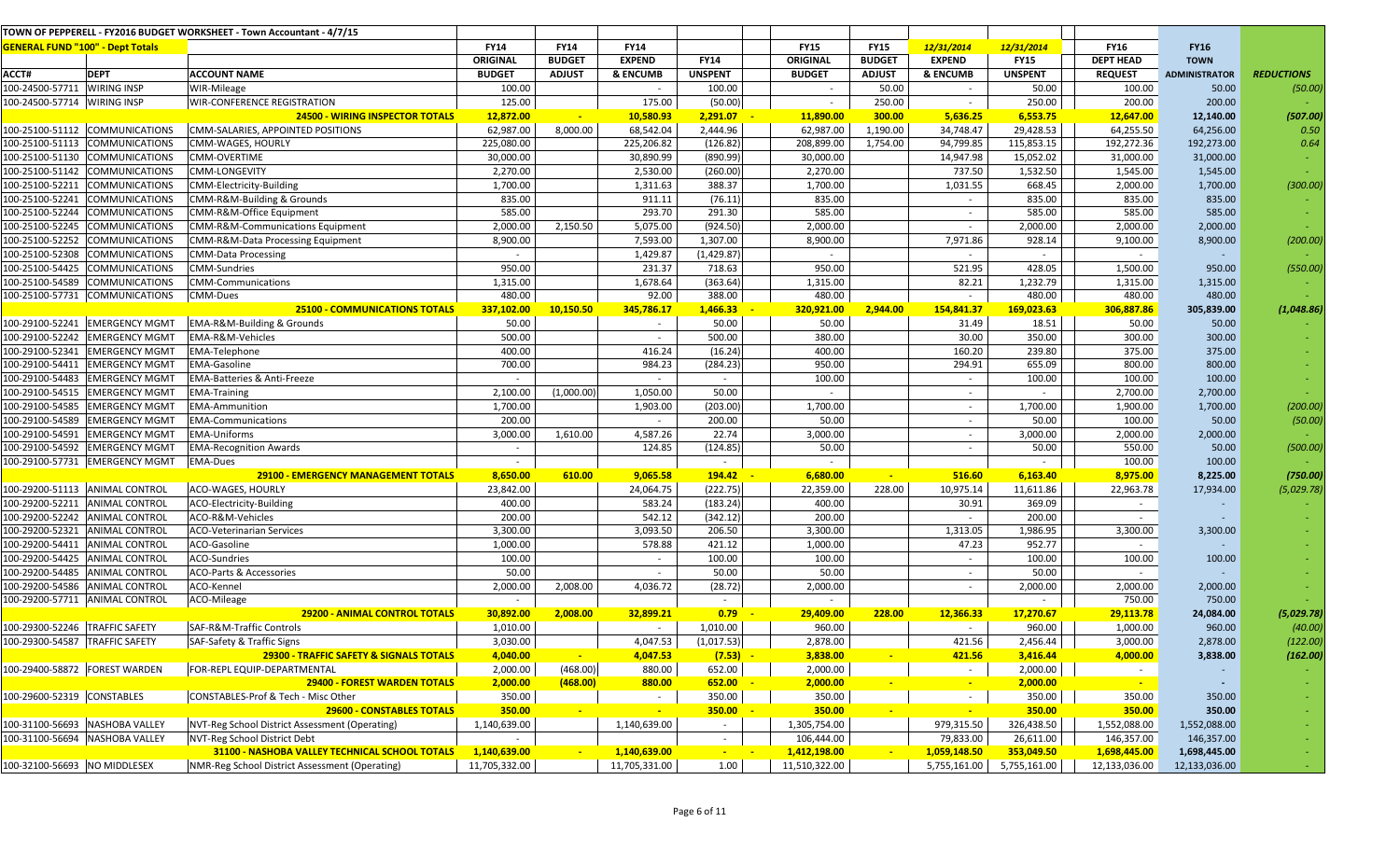TOWN OF PEPPERELL - FY2016 BUDGET WORKSHEET - Town Accountant - 4/7/15

| GENERAL FUND "100" - Dept Totals | | | FY14 | FY14 | FY14 | | FY15 | FY15 | 12/31/2014 | 12/31/2014 | FY16 | FY16 | |
|---|---|---|---|---|---|---|---|---|---|---|---|---|---|
| | | | ORIGINAL | BUDGET | EXPEND | FY14 | ORIGINAL | BUDGET | EXPEND | FY15 | DEPT HEAD | TOWN | |
| ACCT# | DEPT | ACCOUNT NAME | BUDGET | ADJUST | & ENCUMB | UNSPENT | BUDGET | ADJUST | & ENCUMB | UNSPENT | REQUEST | ADMINISTRATOR | REDUCTIONS |
| 100-24500-57711 | WIRING INSP | WIR-Mileage | 100.00 | | - | 100.00 | - | 50.00 | - | 50.00 | 100.00 | 50.00 | (50.00) |
| 100-24500-57714 | WIRING INSP | WIR-CONFERENCE REGISTRATION | 125.00 | | 175.00 | (50.00) | - | 250.00 | - | 250.00 | 200.00 | 200.00 | - |
| | | **24500 - WIRING INSPECTOR TOTALS** | **12,872.00** | **-** | **10,580.93** | **2,291.07** | **11,890.00** | **300.00** | **5,636.25** | **6,553.75** | **12,647.00** | **12,140.00** | **(507.00)** |
| 100-25100-51112 | COMMUNICATIONS | CMM-SALARIES, APPOINTED POSITIONS | 62,987.00 | 8,000.00 | 68,542.04 | 2,444.96 | 62,987.00 | 1,190.00 | 34,748.47 | 29,428.53 | 64,255.50 | 64,256.00 | 0.50 |
| 100-25100-51113 | COMMUNICATIONS | CMM-WAGES, HOURLY | 225,080.00 | | 225,206.82 | (126.82) | 208,899.00 | 1,754.00 | 94,799.85 | 115,853.15 | 192,272.36 | 192,273.00 | 0.64 |
| 100-25100-51130 | COMMUNICATIONS | CMM-OVERTIME | 30,000.00 | | 30,890.99 | (890.99) | 30,000.00 | | 14,947.98 | 15,052.02 | 31,000.00 | 31,000.00 | - |
| 100-25100-51142 | COMMUNICATIONS | CMM-LONGEVITY | 2,270.00 | | 2,530.00 | (260.00) | 2,270.00 | | 737.50 | 1,532.50 | 1,545.00 | 1,545.00 | - |
| 100-25100-52211 | COMMUNICATIONS | CMM-Electricity-Building | 1,700.00 | | 1,311.63 | 388.37 | 1,700.00 | | 1,031.55 | 668.45 | 2,000.00 | 1,700.00 | (300.00) |
| 100-25100-52241 | COMMUNICATIONS | CMM-R&M-Building & Grounds | 835.00 | | 911.11 | (76.11) | 835.00 | | - | 835.00 | 835.00 | 835.00 | - |
| 100-25100-52244 | COMMUNICATIONS | CMM-R&M-Office Equipment | 585.00 | | 293.70 | 291.30 | 585.00 | | - | 585.00 | 585.00 | 585.00 | - |
| 100-25100-52245 | COMMUNICATIONS | CMM-R&M-Communications Equipment | 2,000.00 | 2,150.50 | 5,075.00 | (924.50) | 2,000.00 | | - | 2,000.00 | 2,000.00 | 2,000.00 | - |
| 100-25100-52252 | COMMUNICATIONS | CMM-R&M-Data Processing Equipment | 8,900.00 | | 7,593.00 | 1,307.00 | 8,900.00 | | 7,971.86 | 928.14 | 9,100.00 | 8,900.00 | (200.00) |
| 100-25100-52308 | COMMUNICATIONS | CMM-Data Processing | - | | 1,429.87 | (1,429.87) | - | | - | - | - | - | - |
| 100-25100-54425 | COMMUNICATIONS | CMM-Sundries | 950.00 | | 231.37 | 718.63 | 950.00 | | 521.95 | 428.05 | 1,500.00 | 950.00 | (550.00) |
| 100-25100-54589 | COMMUNICATIONS | CMM-Communications | 1,315.00 | | 1,678.64 | (363.64) | 1,315.00 | | 82.21 | 1,232.79 | 1,315.00 | 1,315.00 | - |
| 100-25100-57731 | COMMUNICATIONS | CMM-Dues | 480.00 | | 92.00 | 388.00 | 480.00 | | - | 480.00 | 480.00 | 480.00 | - |
| | | **25100 - COMMUNICATIONS TOTALS** | **337,102.00** | **10,150.50** | **345,786.17** | **1,466.33** | **320,921.00** | **2,944.00** | **154,841.37** | **169,023.63** | **306,887.86** | **305,839.00** | **(1,048.86)** |
| 100-29100-52241 | EMERGENCY MGMT | EMA-R&M-Building & Grounds | 50.00 | | - | 50.00 | 50.00 | | 31.49 | 18.51 | 50.00 | 50.00 | - |
| 100-29100-52242 | EMERGENCY MGMT | EMA-R&M-Vehicles | 500.00 | | - | 500.00 | 380.00 | | 30.00 | 350.00 | 300.00 | 300.00 | - |
| 100-29100-52341 | EMERGENCY MGMT | EMA-Telephone | 400.00 | | 416.24 | (16.24) | 400.00 | | 160.20 | 239.80 | 375.00 | 375.00 | - |
| 100-29100-54411 | EMERGENCY MGMT | EMA-Gasoline | 700.00 | | 984.23 | (284.23) | 950.00 | | 294.91 | 655.09 | 800.00 | 800.00 | - |
| 100-29100-54483 | EMERGENCY MGMT | EMA-Batteries & Anti-Freeze | - | | - | - | 100.00 | | - | 100.00 | 100.00 | 100.00 | - |
| 100-29100-54515 | EMERGENCY MGMT | EMA-Training | 2,100.00 | (1,000.00) | 1,050.00 | 50.00 | - | | - | - | 2,700.00 | 2,700.00 | - |
| 100-29100-54585 | EMERGENCY MGMT | EMA-Ammunition | 1,700.00 | | 1,903.00 | (203.00) | 1,700.00 | | - | 1,700.00 | 1,900.00 | 1,700.00 | (200.00) |
| 100-29100-54589 | EMERGENCY MGMT | EMA-Communications | 200.00 | | - | 200.00 | 50.00 | | - | 50.00 | 100.00 | 50.00 | (50.00) |
| 100-29100-54591 | EMERGENCY MGMT | EMA-Uniforms | 3,000.00 | 1,610.00 | 4,587.26 | 22.74 | 3,000.00 | | - | 3,000.00 | 2,000.00 | 2,000.00 | - |
| 100-29100-54592 | EMERGENCY MGMT | EMA-Recognition Awards | - | | 124.85 | (124.85) | 50.00 | | - | 50.00 | 550.00 | 50.00 | (500.00) |
| 100-29100-57731 | EMERGENCY MGMT | EMA-Dues | - | | | - | - | | | - | 100.00 | 100.00 | - |
| | | **29100 - EMERGENCY MANAGEMENT TOTALS** | **8,650.00** | **610.00** | **9,065.58** | **194.42** | **6,680.00** | **-** | **516.60** | **6,163.40** | **8,975.00** | **8,225.00** | **(750.00)** |
| 100-29200-51113 | ANIMAL CONTROL | ACO-WAGES, HOURLY | 23,842.00 | | 24,064.75 | (222.75) | 22,359.00 | 228.00 | 10,975.14 | 11,611.86 | 22,963.78 | 17,934.00 | (5,029.78) |
| 100-29200-52211 | ANIMAL CONTROL | ACO-Electricity-Building | 400.00 | | 583.24 | (183.24) | 400.00 | | 30.91 | 369.09 | - | - | - |
| 100-29200-52242 | ANIMAL CONTROL | ACO-R&M-Vehicles | 200.00 | | 542.12 | (342.12) | 200.00 | | - | 200.00 | - | - | - |
| 100-29200-52321 | ANIMAL CONTROL | ACO-Veterinarian Services | 3,300.00 | | 3,093.50 | 206.50 | 3,300.00 | | 1,313.05 | 1,986.95 | 3,300.00 | 3,300.00 | - |
| 100-29200-54411 | ANIMAL CONTROL | ACO-Gasoline | 1,000.00 | | 578.88 | 421.12 | 1,000.00 | | 47.23 | 952.77 | - | - | - |
| 100-29200-54425 | ANIMAL CONTROL | ACO-Sundries | 100.00 | | - | 100.00 | 100.00 | | - | 100.00 | 100.00 | 100.00 | - |
| 100-29200-54485 | ANIMAL CONTROL | ACO-Parts & Accessories | 50.00 | | - | 50.00 | 50.00 | | - | 50.00 | - | - | - |
| 100-29200-54586 | ANIMAL CONTROL | ACO-Kennel | 2,000.00 | 2,008.00 | 4,036.72 | (28.72) | 2,000.00 | | - | 2,000.00 | 2,000.00 | 2,000.00 | - |
| 100-29200-57711 | ANIMAL CONTROL | ACO-Mileage | - | | | - | - | | | - | 750.00 | 750.00 | - |
| | | **29200 - ANIMAL CONTROL TOTALS** | **30,892.00** | **2,008.00** | **32,899.21** | **0.79** | **29,409.00** | **228.00** | **12,366.33** | **17,270.67** | **29,113.78** | **24,084.00** | **(5,029.78)** |
| 100-29300-52246 | TRAFFIC SAFETY | SAF-R&M-Traffic Controls | 1,010.00 | | - | 1,010.00 | 960.00 | | - | 960.00 | 1,000.00 | 960.00 | (40.00) |
| 100-29300-54587 | TRAFFIC SAFETY | SAF-Safety & Traffic Signs | 3,030.00 | | 4,047.53 | (1,017.53) | 2,878.00 | | 421.56 | 2,456.44 | 3,000.00 | 2,878.00 | (122.00) |
| | | **29300 - TRAFFIC SAFETY & SIGNALS TOTALS** | **4,040.00** | **-** | **4,047.53** | **(7.53)** | **3,838.00** | **-** | **421.56** | **3,416.44** | **4,000.00** | **3,838.00** | **(162.00)** |
| 100-29400-58872 | FOREST WARDEN | FOR-REPL EQUIP-DEPARTMENTAL | 2,000.00 | (468.00) | 880.00 | 652.00 | 2,000.00 | | - | 2,000.00 | - | - | - |
| | | **29400 - FOREST WARDEN TOTALS** | **2,000.00** | **(468.00)** | **880.00** | **652.00** | **2,000.00** | **-** | **-** | **2,000.00** | **-** | **-** | **-** |
| 100-29600-52319 | CONSTABLES | CONSTABLES-Prof & Tech - Misc Other | 350.00 | | - | 350.00 | 350.00 | | - | 350.00 | 350.00 | 350.00 | - |
| | | **29600 - CONSTABLES TOTALS** | **350.00** | **-** | **-** | **350.00** | **350.00** | **-** | **-** | **350.00** | **350.00** | **350.00** | **-** |
| 100-31100-56693 | NASHOBA VALLEY | NVT-Reg School District Assessment (Operating) | 1,140,639.00 | | 1,140,639.00 | - | 1,305,754.00 | | 979,315.50 | 326,438.50 | 1,552,088.00 | 1,552,088.00 | - |
| 100-31100-56694 | NASHOBA VALLEY | NVT-Reg School District Debt | - | | | - | 106,444.00 | | 79,833.00 | 26,611.00 | 146,357.00 | 146,357.00 | - |
| | | **31100 - NASHOBA VALLEY TECHNICAL SCHOOL TOTALS** | **1,140,639.00** | **-** | **1,140,639.00** | **-** | **1,412,198.00** | **-** | **1,059,148.50** | **353,049.50** | **1,698,445.00** | **1,698,445.00** | **-** |
| 100-32100-56693 | NO MIDDLESEX | NMR-Reg School District Assessment (Operating) | 11,705,332.00 | | 11,705,331.00 | 1.00 | 11,510,322.00 | | 5,755,161.00 | 5,755,161.00 | 12,133,036.00 | 12,133,036.00 | - |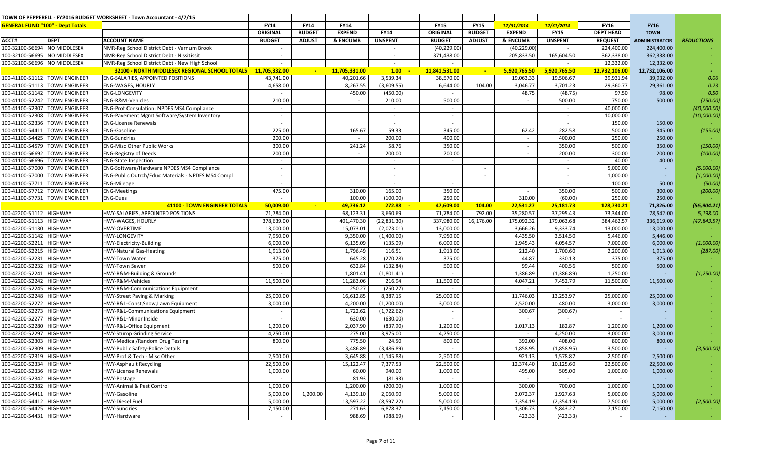| TOWN OF PEPPERELL - FY2016 BUDGET WORKSHEET - Town Accountant - 4/7/15 | | | | | | | | | | | | | | |
|---|---|---|---|---|---|---|---|---|---|---|---|---|---|---|
| **GENERAL FUND "100" - Dept Totals** | | | **FY14** | **FY14** | **FY14** | | **FY15** | **FY15** | **12/31/2014** | **12/31/2014** | **FY16** | **FY16** | |
| | | | **ORIGINAL** | **BUDGET** | **EXPEND** | **FY14** | **ORIGINAL** | **BUDGET** | **EXPEND** | **FY15** | **DEPT HEAD** | **TOWN** | |
| **ACCT#** | **DEPT** | **ACCOUNT NAME** | **BUDGET** | **ADJUST** | **& ENCUMB** | **UNSPENT** | **BUDGET** | **ADJUST** | **& ENCUMB** | **UNSPENT** | **REQUEST** | **ADMINISTRATOR** | ***REDUCTIONS*** |
| 100-32100-56694 | NO MIDDLESEX | NMR-Reg School District Debt - Varnum Brook | - | | | - | (40,229.00) | | (40,229.00) | - | 224,400.00 | 224,400.00 | - |
| 100-32100-56695 | NO MIDDLESEX | NMR-Reg School District Debt - Nissitissit | - | | | - | 371,438.00 | | 205,833.50 | 165,604.50 | 362,338.00 | 362,338.00 | - |
| 100-32100-56696 | NO MIDDLESEX | NMR-Reg School District Debt - New High School | - | | | - | - | | | - | 12,332.00 | 12,332.00 | - |
| | | **32100 - NORTH MIDDLESEX REGIONAL SCHOOL TOTALS** | **11,705,332.00** | **-** | **11,705,331.00** | **1.00** | **11,841,531.00** | **-** | **5,920,765.50** | **5,920,765.50** | **12,732,106.00** | **12,732,106.00** | **-** |
| 100-41100-51112 | TOWN ENGINEER | ENG-SALARIES, APPOINTED POSITIONS | 43,741.00 | | 40,201.66 | 3,539.34 | 38,570.00 | | 19,063.33 | 19,506.67 | 39,931.94 | 39,932.00 | *0.06* |
| 100-41100-51113 | TOWN ENGINEER | ENG-WAGES, HOURLY | 4,658.00 | | 8,267.55 | (3,609.55) | 6,644.00 | 104.00 | 3,046.77 | 3,701.23 | 29,360.77 | 29,361.00 | *0.23* |
| 100-41100-51142 | TOWN ENGINEER | ENG-LONGEVITY | - | | 450.00 | (450.00) | - | | 48.75 | (48.75) | 97.50 | 98.00 | *0.50* |
| 100-41100-52242 | TOWN ENGINEER | ENG-R&M-Vehicles | 210.00 | | - | 210.00 | 500.00 | | - | 500.00 | 750.00 | 500.00 | *(250.00)* |
| 100-41100-52307 | TOWN ENGINEER | ENG-Prof Consulation: NPDES MS4 Compliance | - | | | - | - | | | - | 40,000.00 | | *(40,000.00)* |
| 100-41100-52308 | TOWN ENGINEER | ENG-Pavement Mgmt Software/System Inventory | - | | | - | - | | | - | 10,000.00 | | *(10,000.00)* |
| 100-41100-52336 | TOWN ENGINEER | ENG-License Renewals | - | | | - | - | | | - | 150.00 | 150.00 | - |
| 100-41100-54411 | TOWN ENGINEER | ENG-Gasoline | 225.00 | | 165.67 | 59.33 | 345.00 | | 62.42 | 282.58 | 500.00 | 345.00 | *(155.00)* |
| 100-41100-54425 | TOWN ENGINEER | ENG-Sundries | 200.00 | | - | 200.00 | 400.00 | | - | 400.00 | 250.00 | 250.00 | - |
| 100-41100-54579 | TOWN ENGINEER | ENG-Misc Other Public Works | 300.00 | | 241.24 | 58.76 | 350.00 | | - | 350.00 | 500.00 | 350.00 | *(150.00)* |
| 100-41100-56692 | TOWN ENGINEER | ENG-Registry of Deeds | 200.00 | | - | 200.00 | 200.00 | | - | 200.00 | 300.00 | 200.00 | *(100.00)* |
| 100-41100-56696 | TOWN ENGINEER | ENG-State Inspection | - | | | - | - | | | - | 40.00 | 40.00 | - |
| 100-41100-57000 | TOWN ENGINEER | ENG-Software/Hardware NPDES MS4 Compliance | - | | | - | | - | | - | 5,000.00 | - | *(5,000.00)* |
| 100-41100-57000 | TOWN ENGINEER | ENG-Public Outrch/Educ Materials - NPDES MS4 Compl | - | | | - | | - | | - | 1,000.00 | - | *(1,000.00)* |
| 100-41100-57711 | TOWN ENGINEER | ENG-Mileage | - | | | - | - | | | - | 100.00 | 50.00 | *(50.00)* |
| 100-41100-57712 | TOWN ENGINEER | ENG-Meetings | 475.00 | | 310.00 | 165.00 | 350.00 | | - | 350.00 | 500.00 | 300.00 | *(200.00)* |
| 100-41100-57731 | TOWN ENGINEER | ENG-Dues | - | | 100.00 | (100.00) | 250.00 | | 310.00 | (60.00) | 250.00 | 250.00 | - |
| | | **41100 - TOWN ENGINEER TOTALS** | **50,009.00** | **-** | **49,736.12** | **272.88** | **47,609.00** | **104.00** | **22,531.27** | **25,181.73** | **128,730.21** | **71,826.00** | ***(56,904.21)*** |
| 100-42200-51112 | HIGHWAY | HWY-SALARIES, APPOINTED POSITIONS | 71,784.00 | | 68,123.31 | 3,660.69 | 71,784.00 | 792.00 | 35,280.57 | 37,295.43 | 73,344.00 | 78,542.00 | *5,198.00* |
| 100-42200-51113 | HIGHWAY | HWY-WAGES, HOURLY | 378,639.00 | | 401,470.30 | (22,831.30) | 337,980.00 | 16,176.00 | 175,092.32 | 179,063.68 | 384,462.57 | 336,619.00 | *(47,843.57)* |
| 100-42200-51130 | HIGHWAY | HWY-OVERTIME | 13,000.00 | | 15,073.01 | (2,073.01) | 13,000.00 | | 3,666.26 | 9,333.74 | 13,000.00 | 13,000.00 | - |
| 100-42200-51142 | HIGHWAY | HWY-LONGEVITY | 7,950.00 | | 9,350.00 | (1,400.00) | 7,950.00 | | 4,435.50 | 3,514.50 | 5,446.00 | 5,446.00 | - |
| 100-42200-52211 | HIGHWAY | HWY-Electricity-Building | 6,000.00 | | 6,135.09 | (135.09) | 6,000.00 | | 1,945.43 | 4,054.57 | 7,000.00 | 6,000.00 | *(1,000.00)* |
| 100-42200-52215 | HIGHWAY | HWY-Natural Gas-Heating | 1,913.00 | | 1,796.49 | 116.51 | 1,913.00 | | 212.40 | 1,700.60 | 2,200.00 | 1,913.00 | *(287.00)* |
| 100-42200-52231 | HIGHWAY | HWY-Town Water | 375.00 | | 645.28 | (270.28) | 375.00 | | 44.87 | 330.13 | 375.00 | 375.00 | - |
| 100-42200-52232 | HIGHWAY | HWY-Town Sewer | 500.00 | | 632.84 | (132.84) | 500.00 | | 99.44 | 400.56 | 500.00 | 500.00 | - |
| 100-42200-52241 | HIGHWAY | HWY-R&M-Building & Grounds | - | | 1,801.41 | (1,801.41) | - | | 1,386.89 | (1,386.89) | 1,250.00 | - | *(1,250.00)* |
| 100-42200-52242 | HIGHWAY | HWY-R&M-Vehicles | 11,500.00 | | 11,283.06 | 216.94 | 11,500.00 | | 4,047.21 | 7,452.79 | 11,500.00 | 11,500.00 | - |
| 100-42200-52245 | HIGHWAY | HWY-R&M-Communications Equipment | - | | 250.27 | (250.27) | - | | - | - | - | - | - |
| 100-42200-52248 | HIGHWAY | HWY-Street Paving & Marking | 25,000.00 | | 16,612.85 | 8,387.15 | 25,000.00 | | 11,746.03 | 13,253.97 | 25,000.00 | 25,000.00 | - |
| 100-42200-52272 | HIGHWAY | HWY-R&L-Const,Snow,Lawn Equipment | 3,000.00 | | 4,200.00 | (1,200.00) | 3,000.00 | | 2,520.00 | 480.00 | 3,000.00 | 3,000.00 | - |
| 100-42200-52273 | HIGHWAY | HWY-R&L-Communications Equipment | - | | 1,722.62 | (1,722.62) | - | | 300.67 | (300.67) | - | - | - |
| 100-42200-52277 | HIGHWAY | HWY-R&L-Minor Inside | - | | 630.00 | (630.00) | - | | - | - | - | - | - |
| 100-42200-52280 | HIGHWAY | HWY-R&L-Office Equipment | 1,200.00 | | 2,037.90 | (837.90) | 1,200.00 | | 1,017.13 | 182.87 | 1,200.00 | 1,200.00 | - |
| 100-42200-52297 | HIGHWAY | HWY-Stump Grinding Service | 4,250.00 | | 275.00 | 3,975.00 | 4,250.00 | | - | 4,250.00 | 3,000.00 | 3,000.00 | - |
| 100-42200-52303 | HIGHWAY | HWY-Medical/Random Drug Testing | 800.00 | | 775.50 | 24.50 | 800.00 | | 392.00 | 408.00 | 800.00 | 800.00 | - |
| 100-42200-52309 | HIGHWAY | HWY-Public Safety-Police Details | - | | 3,486.89 | (3,486.89) | - | | 1,858.95 | (1,858.95) | 3,500.00 | - | *(3,500.00)* |
| 100-42200-52319 | HIGHWAY | HWY-Prof & Tech - Misc Other | 2,500.00 | | 3,645.88 | (1,145.88) | 2,500.00 | | 921.13 | 1,578.87 | 2,500.00 | 2,500.00 | - |
| 100-42200-52334 | HIGHWAY | HWY-Asphault Recycling | 22,500.00 | | 15,122.47 | 7,377.53 | 22,500.00 | | 12,374.40 | 10,125.60 | 22,500.00 | 22,500.00 | - |
| 100-42200-52336 | HIGHWAY | HWY-License Renewals | 1,000.00 | | 60.00 | 940.00 | 1,000.00 | | 495.00 | 505.00 | 1,000.00 | 1,000.00 | - |
| 100-42200-52342 | HIGHWAY | HWY-Postage | - | | 81.93 | (81.93) | - | | - | - | - | - | - |
| 100-42200-52382 | HIGHWAY | HWY-Animal & Pest Control | 1,000.00 | | 1,200.00 | (200.00) | 1,000.00 | | 300.00 | 700.00 | 1,000.00 | 1,000.00 | - |
| 100-42200-54411 | HIGHWAY | HWY-Gasoline | 5,000.00 | 1,200.00 | 4,139.10 | 2,060.90 | 5,000.00 | | 3,072.37 | 1,927.63 | 5,000.00 | 5,000.00 | - |
| 100-42200-54412 | HIGHWAY | HWY-Diesel Fuel | 5,000.00 | | 13,597.22 | (8,597.22) | 5,000.00 | | 7,354.19 | (2,354.19) | 7,500.00 | 5,000.00 | *(2,500.00)* |
| 100-42200-54425 | HIGHWAY | HWY-Sundries | 7,150.00 | | 271.63 | 6,878.37 | 7,150.00 | | 1,306.73 | 5,843.27 | 7,150.00 | 7,150.00 | - |
| 100-42200-54431 | HIGHWAY | HWY-Hardware | - | | 988.69 | (988.69) | - | | 423.33 | (423.33) | - | - | - |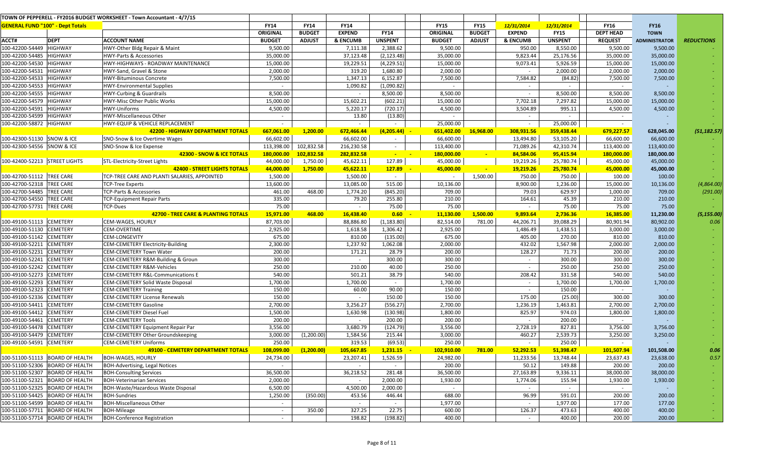TOWN OF PEPPERELL - FY2016 BUDGET WORKSHEET - Town Accountant - 4/7/15

| GENERAL FUND "100" - Dept Totals | | | FY14 | FY14 | FY14 | | FY15 | FY15 | 12/31/2014 | 12/31/2014 | FY16 | FY16 | |
|---|---|---|---|---|---|---|---|---|---|---|---|---|---|
| | | | ORIGINAL | BUDGET | EXPEND | FY14 | ORIGINAL | BUDGET | EXPEND | FY15 | DEPT HEAD | TOWN | |
| ACCT# | DEPT | ACCOUNT NAME | BUDGET | ADJUST | & ENCUMB | UNSPENT | BUDGET | ADJUST | & ENCUMB | UNSPENT | REQUEST | ADMINISTRATOR | REDUCTIONS |
| 100-42200-54449 | HIGHWAY | HWY-Other Bldg Repair & Maint | 9,500.00 | | 7,111.38 | 2,388.62 | 9,500.00 | | 950.00 | 8,550.00 | 9,500.00 | 9,500.00 | - |
| 100-42200-54485 | HIGHWAY | HWY-Parts & Accessories | 35,000.00 | | 37,123.48 | (2,123.48) | 35,000.00 | | 9,823.44 | 25,176.56 | 35,000.00 | 35,000.00 | - |
| 100-42200-54530 | HIGHWAY | HWY-HIGHWAYS - ROADWAY MAINTENANCE | 15,000.00 | | 19,229.51 | (4,229.51) | 15,000.00 | | 9,073.41 | 5,926.59 | 15,000.00 | 15,000.00 | - |
| 100-42200-54531 | HIGHWAY | HWY-Sand, Gravel & Stone | 2,000.00 | | 319.20 | 1,680.80 | 2,000.00 | | - | 2,000.00 | 2,000.00 | 2,000.00 | - |
| 100-42200-54533 | HIGHWAY | HWY-Bituminous Concrete | 7,500.00 | | 1,347.13 | 6,152.87 | 7,500.00 | | 7,584.82 | (84.82) | 7,500.00 | 7,500.00 | - |
| 100-42200-54553 | HIGHWAY | HWY-Environmental Supplies | - | | 1,090.82 | (1,090.82) | - | | - | - | - | - | - |
| 100-42200-54555 | HIGHWAY | HWY-Curbing & Guardrails | 8,500.00 | | - | 8,500.00 | 8,500.00 | | - | 8,500.00 | 8,500.00 | 8,500.00 | - |
| 100-42200-54579 | HIGHWAY | HWY-Misc Other Public Works | 15,000.00 | | 15,602.21 | (602.21) | 15,000.00 | | 7,702.18 | 7,297.82 | 15,000.00 | 15,000.00 | - |
| 100-42200-54591 | HIGHWAY | HWY-Uniforms | 4,500.00 | | 5,220.17 | (720.17) | 4,500.00 | | 3,504.89 | 995.11 | 4,500.00 | 4,500.00 | - |
| 100-42200-54599 | HIGHWAY | HWY-Miscellaneous Other | - | | 13.80 | (13.80) | - | | - | - | - | - | - |
| 100-42200-58872 | HIGHWAY | HWY-EQUIP & VEHICLE REPLACEMENT | - | | - | - | 25,000.00 | | - | 25,000.00 | - | - | - |
| | | **42200 - HIGHWAY DEPARTMENT TOTALS** | **667,061.00** | **1,200.00** | **672,466.44** | **(4,205.44)** | **651,402.00** | **16,968.00** | **308,931.56** | **359,438.44** | **679,227.57** | **628,045.00** | **(51,182.57)** |
| 100-42300-51130 | SNOW & ICE | SNO-Snow & Ice Overtime Wages | 66,602.00 | | 66,602.00 | - | 66,600.00 | | 13,494.80 | 53,105.20 | 66,600.00 | 66,600.00 | - |
| 100-42300-54556 | SNOW & ICE | SNO-Snow & Ice Expense | 113,398.00 | 102,832.58 | 216,230.58 | - | 113,400.00 | | 71,089.26 | 42,310.74 | 113,400.00 | 113,400.00 | - |
| | | **42300 - SNOW & ICE TOTALS** | **180,000.00** | **102,832.58** | **282,832.58** | **-** | **180,000.00** | **-** | **84,584.06** | **95,415.94** | **180,000.00** | **180,000.00** | - |
| 100-42400-52213 | STREET LIGHTS | STL-Electricity-Street Lights | 44,000.00 | 1,750.00 | 45,622.11 | 127.89 | 45,000.00 | | 19,219.26 | 25,780.74 | 45,000.00 | 45,000.00 | - |
| | | **42400 - STREET LIGHTS TOTALS** | **44,000.00** | **1,750.00** | **45,622.11** | **127.89** | **45,000.00** | **-** | **19,219.26** | **25,780.74** | **45,000.00** | **45,000.00** | - |
| 100-42700-51112 | TREE CARE | TCP-TREE CARE AND PLANTI SALARIES, APPOINTED | 1,500.00 | | 1,500.00 | - | - | 1,500.00 | 750.00 | 750.00 | 100.00 | 100.00 | - |
| 100-42700-52318 | TREE CARE | TCP-Tree Experts | 13,600.00 | | 13,085.00 | 515.00 | 10,136.00 | | 8,900.00 | 1,236.00 | 15,000.00 | 10,136.00 | (4,864.00) |
| 100-42700-54485 | TREE CARE | TCP-Parts & Accessories | 461.00 | 468.00 | 1,774.20 | (845.20) | 709.00 | | 79.03 | 629.97 | 1,000.00 | 709.00 | (291.00) |
| 100-42700-54550 | TREE CARE | TCP-Equipment Repair Parts | 335.00 | | 79.20 | 255.80 | 210.00 | | 164.61 | 45.39 | 210.00 | 210.00 | - |
| 100-42700-57731 | TREE CARE | TCP-Dues | 75.00 | | - | 75.00 | 75.00 | | - | 75.00 | 75.00 | 75.00 | - |
| | | **42700 - TREE CARE & PLANTING TOTALS** | **15,971.00** | **468.00** | **16,438.40** | **0.60** | **11,130.00** | **1,500.00** | **9,893.64** | **2,736.36** | **16,385.00** | **11,230.00** | **(5,155.00)** |
| 100-49100-51113 | CEMETERY | CEM-WAGES, HOURLY | 87,703.00 | | 88,886.80 | (1,183.80) | 82,514.00 | 781.00 | 44,206.71 | 39,088.29 | 80,901.94 | 80,902.00 | 0.06 |
| 100-49100-51130 | CEMETERY | CEM-OVERTIME | 2,925.00 | | 1,618.58 | 1,306.42 | 2,925.00 | | 1,486.49 | 1,438.51 | 3,000.00 | 3,000.00 | - |
| 100-49100-51142 | CEMETERY | CEM-LONGEVITY | 675.00 | | 810.00 | (135.00) | 675.00 | | 405.00 | 270.00 | 810.00 | 810.00 | - |
| 100-49100-52211 | CEMETERY | CEM-CEMETERY Electricity-Building | 2,300.00 | | 1,237.92 | 1,062.08 | 2,000.00 | | 432.02 | 1,567.98 | 2,000.00 | 2,000.00 | - |
| 100-49100-52231 | CEMETERY | CEM-CEMETERY Town Water | 200.00 | | 171.21 | 28.79 | 200.00 | | 128.27 | 71.73 | 200.00 | 200.00 | - |
| 100-49100-52241 | CEMETERY | CEM-CEMETERY R&M-Building & Groun | 300.00 | | - | 300.00 | 300.00 | | - | 300.00 | 300.00 | 300.00 | - |
| 100-49100-52242 | CEMETERY | CEM-CEMETERY R&M-Vehicles | 250.00 | | 210.00 | 40.00 | 250.00 | | - | 250.00 | 250.00 | 250.00 | - |
| 100-49100-52273 | CEMETERY | CEM-CEMETERY R&L-Communications E | 540.00 | | 501.21 | 38.79 | 540.00 | | 208.42 | 331.58 | 540.00 | 540.00 | - |
| 100-49100-52293 | CEMETERY | CEM-CEMETERY Solid Waste Disposal | 1,700.00 | | 1,700.00 | - | 1,700.00 | | - | 1,700.00 | 1,700.00 | 1,700.00 | - |
| 100-49100-52323 | CEMETERY | CEM-CEMETERY Training | 150.00 | | 60.00 | 90.00 | 150.00 | | - | 150.00 | - | - | - |
| 100-49100-52336 | CEMETERY | CEM-CEMETERY License Renewals | 150.00 | | - | 150.00 | 150.00 | | 175.00 | (25.00) | 300.00 | 300.00 | - |
| 100-49100-54411 | CEMETERY | CEM-CEMETERY Gasoline | 2,700.00 | | 3,256.27 | (556.27) | 2,700.00 | | 1,236.19 | 1,463.81 | 2,700.00 | 2,700.00 | - |
| 100-49100-54412 | CEMETERY | CEM-CEMETERY Diesel Fuel | 1,500.00 | | 1,630.98 | (130.98) | 1,800.00 | | 825.97 | 974.03 | 1,800.00 | 1,800.00 | - |
| 100-49100-54461 | CEMETERY | CEM-CEMETERY Tools | 200.00 | | - | 200.00 | 200.00 | | - | 200.00 | - | - | - |
| 100-49100-54478 | CEMETERY | CEM-CEMETERY Equipment Repair Par | 3,556.00 | | 3,680.79 | (124.79) | 3,556.00 | | 2,728.19 | 827.81 | 3,756.00 | 3,756.00 | - |
| 100-49100-54479 | CEMETERY | CEM-CEMETERY Other Groundskeeping | 3,000.00 | (1,200.00) | 1,584.56 | 215.44 | 3,000.00 | | 460.27 | 2,539.73 | 3,250.00 | 3,250.00 | - |
| 100-49100-54591 | CEMETERY | CEM-CEMETERY Uniforms | 250.00 | | 319.53 | (69.53) | 250.00 | | - | 250.00 | - | - | - |
| | | **49100 - CEMETERY DEPARTMENT TOTALS** | **108,099.00** | **(1,200.00)** | **105,667.85** | **1,231.15** | **102,910.00** | **781.00** | **52,292.53** | **51,398.47** | **101,507.94** | **101,508.00** | **0.06** |
| 100-51100-51113 | BOARD OF HEALTH | BOH-WAGES, HOURLY | 24,734.00 | | 23,207.41 | 1,526.59 | 24,982.00 | | 11,233.56 | 13,748.44 | 23,637.43 | 23,638.00 | 0.57 |
| 100-51100-52306 | BOARD OF HEALTH | BOH-Advertising, Legal Notices | - | | - | - | 200.00 | | 50.12 | 149.88 | 200.00 | 200.00 | - |
| 100-51100-52307 | BOARD OF HEALTH | BOH-Consulting Services | 36,500.00 | | 36,218.52 | 281.48 | 36,500.00 | | 27,163.89 | 9,336.11 | 38,000.00 | 38,000.00 | - |
| 100-51100-52321 | BOARD OF HEALTH | BOH-Veterinarian Services | 2,000.00 | | - | 2,000.00 | 1,930.00 | | 1,774.06 | 155.94 | 1,930.00 | 1,930.00 | - |
| 100-51100-52325 | BOARD OF HEALTH | BOH-Waste/Hazardous Waste Disposal | 6,500.00 | | 4,500.00 | 2,000.00 | - | | - | - | - | - | - |
| 100-51100-54425 | BOARD OF HEALTH | BOH-Sundries | 1,250.00 | (350.00) | 453.56 | 446.44 | 688.00 | | 96.99 | 591.01 | 200.00 | 200.00 | - |
| 100-51100-54599 | BOARD OF HEALTH | BOH-Miscellaneous Other | - | | - | - | 1,977.00 | | - | 1,977.00 | 177.00 | 177.00 | - |
| 100-51100-57711 | BOARD OF HEALTH | BOH-Mileage | - | 350.00 | 327.25 | 22.75 | 600.00 | | 126.37 | 473.63 | 400.00 | 400.00 | - |
| 100-51100-57714 | BOARD OF HEALTH | BOH-Conference Registration | - | | 198.82 | (198.82) | 400.00 | | - | 400.00 | 200.00 | 200.00 | - |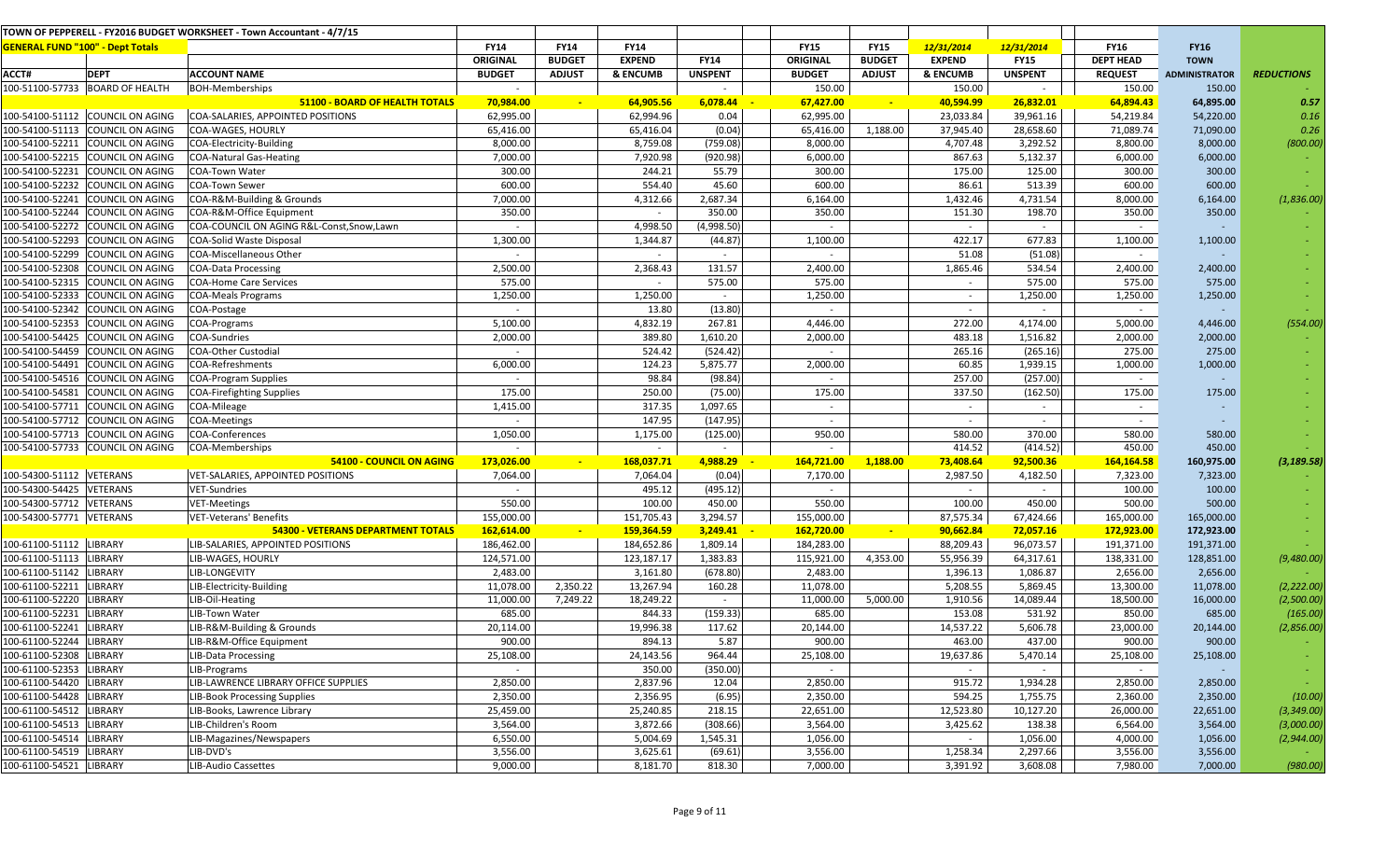TOWN OF PEPPERELL - FY2016 BUDGET WORKSHEET - Town Accountant - 4/7/15

| GENERAL FUND "100" - Dept Totals | | | FY14 | FY14 | FY14 | | FY15 | FY15 | 12/31/2014 | 12/31/2014 | FY16 | FY16 | |
|---|---|---|---|---|---|---|---|---|---|---|---|---|---|
| | | | ORIGINAL | BUDGET | EXPEND | FY14 | ORIGINAL | BUDGET | EXPEND | FY15 | DEPT HEAD | TOWN | |
| ACCT# | DEPT | ACCOUNT NAME | BUDGET | ADJUST | & ENCUMB | UNSPENT | BUDGET | ADJUST | & ENCUMB | UNSPENT | REQUEST | ADMINISTRATOR | REDUCTIONS |
| 100-51100-57733 | BOARD OF HEALTH | BOH-Memberships | - | | | - | 150.00 | | 150.00 | - | 150.00 | 150.00 | - |
| | | **51100 - BOARD OF HEALTH TOTALS** | **70,984.00** | **-** | **64,905.56** | **6,078.44** | **67,427.00** | **-** | **40,594.99** | **26,832.01** | **64,894.43** | **64,895.00** | **0.57** |
| 100-54100-51112 | COUNCIL ON AGING | COA-SALARIES, APPOINTED POSITIONS | 62,995.00 | | 62,994.96 | 0.04 | 62,995.00 | | 23,033.84 | 39,961.16 | 54,219.84 | 54,220.00 | 0.16 |
| 100-54100-51113 | COUNCIL ON AGING | COA-WAGES, HOURLY | 65,416.00 | | 65,416.04 | (0.04) | 65,416.00 | 1,188.00 | 37,945.40 | 28,658.60 | 71,089.74 | 71,090.00 | 0.26 |
| 100-54100-52211 | COUNCIL ON AGING | COA-Electricity-Building | 8,000.00 | | 8,759.08 | (759.08) | 8,000.00 | | 4,707.48 | 3,292.52 | 8,800.00 | 8,000.00 | (800.00) |
| 100-54100-52215 | COUNCIL ON AGING | COA-Natural Gas-Heating | 7,000.00 | | 7,920.98 | (920.98) | 6,000.00 | | 867.63 | 5,132.37 | 6,000.00 | 6,000.00 | - |
| 100-54100-52231 | COUNCIL ON AGING | COA-Town Water | 300.00 | | 244.21 | 55.79 | 300.00 | | 175.00 | 125.00 | 300.00 | 300.00 | - |
| 100-54100-52232 | COUNCIL ON AGING | COA-Town Sewer | 600.00 | | 554.40 | 45.60 | 600.00 | | 86.61 | 513.39 | 600.00 | 600.00 | - |
| 100-54100-52241 | COUNCIL ON AGING | COA-R&M-Building & Grounds | 7,000.00 | | 4,312.66 | 2,687.34 | 6,164.00 | | 1,432.46 | 4,731.54 | 8,000.00 | 6,164.00 | (1,836.00) |
| 100-54100-52244 | COUNCIL ON AGING | COA-R&M-Office Equipment | 350.00 | | - | 350.00 | 350.00 | | 151.30 | 198.70 | 350.00 | 350.00 | - |
| 100-54100-52272 | COUNCIL ON AGING | COA-COUNCIL ON AGING R&L-Const,Snow,Lawn | - | | 4,998.50 | (4,998.50) | - | | - | - | - | - | - |
| 100-54100-52293 | COUNCIL ON AGING | COA-Solid Waste Disposal | 1,300.00 | | 1,344.87 | (44.87) | 1,100.00 | | 422.17 | 677.83 | 1,100.00 | 1,100.00 | - |
| 100-54100-52299 | COUNCIL ON AGING | COA-Miscellaneous Other | - | | - | - | - | | 51.08 | (51.08) | - | - | - |
| 100-54100-52308 | COUNCIL ON AGING | COA-Data Processing | 2,500.00 | | 2,368.43 | 131.57 | 2,400.00 | | 1,865.46 | 534.54 | 2,400.00 | 2,400.00 | - |
| 100-54100-52315 | COUNCIL ON AGING | COA-Home Care Services | 575.00 | | - | 575.00 | 575.00 | | - | 575.00 | 575.00 | 575.00 | - |
| 100-54100-52333 | COUNCIL ON AGING | COA-Meals Programs | 1,250.00 | | 1,250.00 | - | 1,250.00 | | - | 1,250.00 | 1,250.00 | 1,250.00 | - |
| 100-54100-52342 | COUNCIL ON AGING | COA-Postage | - | | 13.80 | (13.80) | - | | - | - | - | - | - |
| 100-54100-52353 | COUNCIL ON AGING | COA-Programs | 5,100.00 | | 4,832.19 | 267.81 | 4,446.00 | | 272.00 | 4,174.00 | 5,000.00 | 4,446.00 | (554.00) |
| 100-54100-54425 | COUNCIL ON AGING | COA-Sundries | 2,000.00 | | 389.80 | 1,610.20 | 2,000.00 | | 483.18 | 1,516.82 | 2,000.00 | 2,000.00 | - |
| 100-54100-54459 | COUNCIL ON AGING | COA-Other Custodial | - | | 524.42 | (524.42) | - | | 265.16 | (265.16) | 275.00 | 275.00 | - |
| 100-54100-54491 | COUNCIL ON AGING | COA-Refreshments | 6,000.00 | | 124.23 | 5,875.77 | 2,000.00 | | 60.85 | 1,939.15 | 1,000.00 | 1,000.00 | - |
| 100-54100-54516 | COUNCIL ON AGING | COA-Program Supplies | - | | 98.84 | (98.84) | - | | 257.00 | (257.00) | - | - | - |
| 100-54100-54581 | COUNCIL ON AGING | COA-Firefighting Supplies | 175.00 | | 250.00 | (75.00) | 175.00 | | 337.50 | (162.50) | 175.00 | 175.00 | - |
| 100-54100-57711 | COUNCIL ON AGING | COA-Mileage | 1,415.00 | | 317.35 | 1,097.65 | - | | - | - | - | - | - |
| 100-54100-57712 | COUNCIL ON AGING | COA-Meetings | - | | 147.95 | (147.95) | - | | - | - | - | - | - |
| 100-54100-57713 | COUNCIL ON AGING | COA-Conferences | 1,050.00 | | 1,175.00 | (125.00) | 950.00 | | 580.00 | 370.00 | 580.00 | 580.00 | - |
| 100-54100-57733 | COUNCIL ON AGING | COA-Memberships | - | | - | - | - | | 414.52 | (414.52) | 450.00 | 450.00 | - |
| | | **54100 - COUNCIL ON AGING** | **173,026.00** | **-** | **168,037.71** | **4,988.29** | **164,721.00** | **1,188.00** | **73,408.64** | **92,500.36** | **164,164.58** | **160,975.00** | **(3,189.58)** |
| 100-54300-51112 | VETERANS | VET-SALARIES, APPOINTED POSITIONS | 7,064.00 | | 7,064.04 | (0.04) | 7,170.00 | | 2,987.50 | 4,182.50 | 7,323.00 | 7,323.00 | - |
| 100-54300-54425 | VETERANS | VET-Sundries | - | | 495.12 | (495.12) | - | | - | - | 100.00 | 100.00 | - |
| 100-54300-57712 | VETERANS | VET-Meetings | 550.00 | | 100.00 | 450.00 | 550.00 | | 100.00 | 450.00 | 500.00 | 500.00 | - |
| 100-54300-57771 | VETERANS | VET-Veterans' Benefits | 155,000.00 | | 151,705.43 | 3,294.57 | 155,000.00 | | 87,575.34 | 67,424.66 | 165,000.00 | 165,000.00 | - |
| | | **54300 - VETERANS DEPARTMENT TOTALS** | **162,614.00** | **-** | **159,364.59** | **3,249.41** | **162,720.00** | **-** | **90,662.84** | **72,057.16** | **172,923.00** | **172,923.00** | **-** |
| 100-61100-51112 | LIBRARY | LIB-SALARIES, APPOINTED POSITIONS | 186,462.00 | | 184,652.86 | 1,809.14 | 184,283.00 | | 88,209.43 | 96,073.57 | 191,371.00 | 191,371.00 | - |
| 100-61100-51113 | LIBRARY | LIB-WAGES, HOURLY | 124,571.00 | | 123,187.17 | 1,383.83 | 115,921.00 | 4,353.00 | 55,956.39 | 64,317.61 | 138,331.00 | 128,851.00 | (9,480.00) |
| 100-61100-51142 | LIBRARY | LIB-LONGEVITY | 2,483.00 | | 3,161.80 | (678.80) | 2,483.00 | | 1,396.13 | 1,086.87 | 2,656.00 | 2,656.00 | - |
| 100-61100-52211 | LIBRARY | LIB-Electricity-Building | 11,078.00 | 2,350.22 | 13,267.94 | 160.28 | 11,078.00 | | 5,208.55 | 5,869.45 | 13,300.00 | 11,078.00 | (2,222.00) |
| 100-61100-52220 | LIBRARY | LIB-Oil-Heating | 11,000.00 | 7,249.22 | 18,249.22 | - | 11,000.00 | 5,000.00 | 1,910.56 | 14,089.44 | 18,500.00 | 16,000.00 | (2,500.00) |
| 100-61100-52231 | LIBRARY | LIB-Town Water | 685.00 | | 844.33 | (159.33) | 685.00 | | 153.08 | 531.92 | 850.00 | 685.00 | (165.00) |
| 100-61100-52241 | LIBRARY | LIB-R&M-Building & Grounds | 20,114.00 | | 19,996.38 | 117.62 | 20,144.00 | | 14,537.22 | 5,606.78 | 23,000.00 | 20,144.00 | (2,856.00) |
| 100-61100-52244 | LIBRARY | LIB-R&M-Office Equipment | 900.00 | | 894.13 | 5.87 | 900.00 | | 463.00 | 437.00 | 900.00 | 900.00 | - |
| 100-61100-52308 | LIBRARY | LIB-Data Processing | 25,108.00 | | 24,143.56 | 964.44 | 25,108.00 | | 19,637.86 | 5,470.14 | 25,108.00 | 25,108.00 | - |
| 100-61100-52353 | LIBRARY | LIB-Programs | - | | 350.00 | (350.00) | - | | - | - | - | - | - |
| 100-61100-54420 | LIBRARY | LIB-LAWRENCE LIBRARY OFFICE SUPPLIES | 2,850.00 | | 2,837.96 | 12.04 | 2,850.00 | | 915.72 | 1,934.28 | 2,850.00 | 2,850.00 | - |
| 100-61100-54428 | LIBRARY | LIB-Book Processing Supplies | 2,350.00 | | 2,356.95 | (6.95) | 2,350.00 | | 594.25 | 1,755.75 | 2,360.00 | 2,350.00 | (10.00) |
| 100-61100-54512 | LIBRARY | LIB-Books, Lawrence Library | 25,459.00 | | 25,240.85 | 218.15 | 22,651.00 | | 12,523.80 | 10,127.20 | 26,000.00 | 22,651.00 | (3,349.00) |
| 100-61100-54513 | LIBRARY | LIB-Children's Room | 3,564.00 | | 3,872.66 | (308.66) | 3,564.00 | | 3,425.62 | 138.38 | 6,564.00 | 3,564.00 | (3,000.00) |
| 100-61100-54514 | LIBRARY | LIB-Magazines/Newspapers | 6,550.00 | | 5,004.69 | 1,545.31 | 1,056.00 | | - | 1,056.00 | 4,000.00 | 1,056.00 | (2,944.00) |
| 100-61100-54519 | LIBRARY | LIB-DVD's | 3,556.00 | | 3,625.61 | (69.61) | 3,556.00 | | 1,258.34 | 2,297.66 | 3,556.00 | 3,556.00 | - |
| 100-61100-54521 | LIBRARY | LIB-Audio Cassettes | 9,000.00 | | 8,181.70 | 818.30 | 7,000.00 | | 3,391.92 | 3,608.08 | 7,980.00 | 7,000.00 | (980.00) |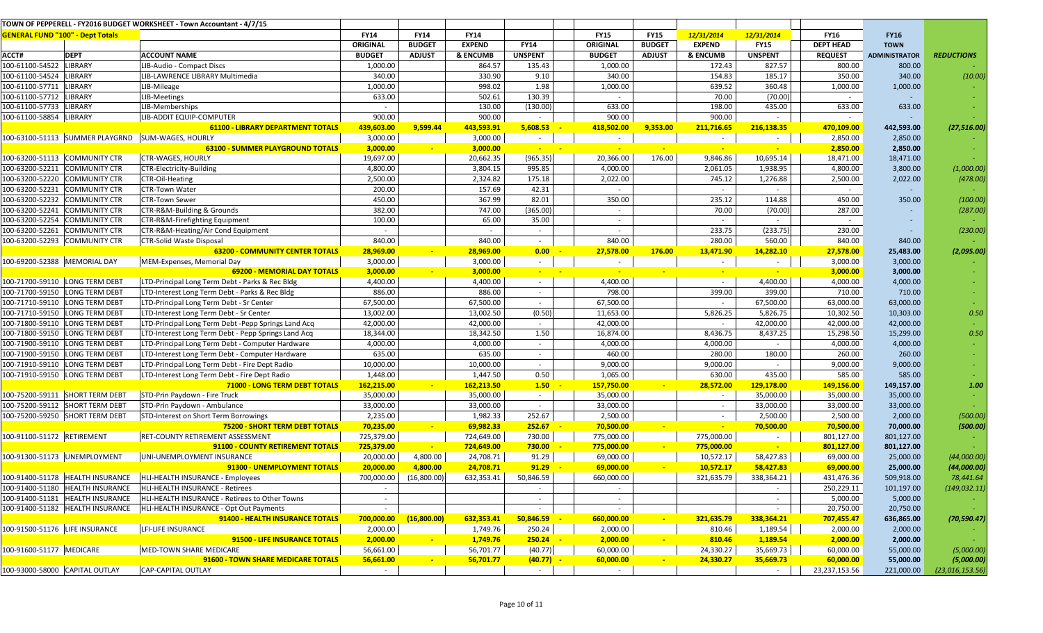TOWN OF PEPPERELL - FY2016 BUDGET WORKSHEET - Town Accountant - 4/7/15

| GENERAL FUND "100" - Dept Totals | | | FY14 | FY14 | FY14 | | FY15 | FY15 | 12/31/2014 | 12/31/2014 | FY16 | FY16 | |
|---|---|---|---|---|---|---|---|---|---|---|---|---|---|
| | | | ORIGINAL | BUDGET | EXPEND | FY14 | ORIGINAL | BUDGET | EXPEND | FY15 | DEPT HEAD | TOWN | |
| ACCT# | DEPT | ACCOUNT NAME | BUDGET | ADJUST | & ENCUMB | UNSPENT | BUDGET | ADJUST | & ENCUMB | UNSPENT | REQUEST | ADMINISTRATOR | REDUCTIONS |
| 100-61100-54522 | LIBRARY | LIB-Audio - Compact Discs | 1,000.00 | | 864.57 | 135.43 | 1,000.00 | | 172.43 | 827.57 | 800.00 | 800.00 | - |
| 100-61100-54524 | LIBRARY | LIB-LAWRENCE LIBRARY Multimedia | 340.00 | | 330.90 | 9.10 | 340.00 | | 154.83 | 185.17 | 350.00 | 340.00 | (10.00) |
| 100-61100-57711 | LIBRARY | LIB-Mileage | 1,000.00 | | 998.02 | 1.98 | 1,000.00 | | 639.52 | 360.48 | 1,000.00 | 1,000.00 | - |
| 100-61100-57712 | LIBRARY | LIB-Meetings | 633.00 | | 502.61 | 130.39 | - | | 70.00 | (70.00) | - | - | - |
| 100-61100-57733 | LIBRARY | LIB-Memberships | - | | 130.00 | (130.00) | 633.00 | | 198.00 | 435.00 | 633.00 | 633.00 | - |
| 100-61100-58854 | LIBRARY | LIB-ADDIT EQUIP-COMPUTER | 900.00 | | 900.00 | - | 900.00 | | 900.00 | - | - | - | - |
| | | 61100 - LIBRARY DEPARTMENT TOTALS | 439,603.00 | 9,599.44 | 443,593.91 | 5,608.53 | 418,502.00 | 9,353.00 | 211,716.65 | 216,138.35 | 470,109.00 | 442,593.00 | (27,516.00) |
| 100-63100-51113 | SUMMER PLAYGRND | SUM-WAGES, HOURLY | 3,000.00 | | 3,000.00 | - | - | | - | - | 2,850.00 | 2,850.00 | - |
| | | 63100 - SUMMER PLAYGROUND TOTALS | 3,000.00 | - | 3,000.00 | - | - | - | - | - | 2,850.00 | 2,850.00 | - |
| 100-63200-51113 | COMMUNITY CTR | CTR-WAGES, HOURLY | 19,697.00 | | 20,662.35 | (965.35) | 20,366.00 | 176.00 | 9,846.86 | 10,695.14 | 18,471.00 | 18,471.00 | - |
| 100-63200-52211 | COMMUNITY CTR | CTR-Electricity-Building | 4,800.00 | | 3,804.15 | 995.85 | 4,000.00 | | 2,061.05 | 1,938.95 | 4,800.00 | 3,800.00 | (1,000.00) |
| 100-63200-52220 | COMMUNITY CTR | CTR-Oil-Heating | 2,500.00 | | 2,324.82 | 175.18 | 2,022.00 | | 745.12 | 1,276.88 | 2,500.00 | 2,022.00 | (478.00) |
| 100-63200-52231 | COMMUNITY CTR | CTR-Town Water | 200.00 | | 157.69 | 42.31 | - | | - | - | - | - | - |
| 100-63200-52232 | COMMUNITY CTR | CTR-Town Sewer | 450.00 | | 367.99 | 82.01 | 350.00 | | 235.12 | 114.88 | 450.00 | 350.00 | (100.00) |
| 100-63200-52241 | COMMUNITY CTR | CTR-R&M-Building & Grounds | 382.00 | | 747.00 | (365.00) | - | | 70.00 | (70.00) | 287.00 | - | (287.00) |
| 100-63200-52254 | COMMUNITY CTR | CTR-R&M-Firefighting Equipment | 100.00 | | 65.00 | 35.00 | - | | - | - | - | - | - |
| 100-63200-52261 | COMMUNITY CTR | CTR-R&M-Heating/Air Cond Equipment | - | | - | - | - | | 233.75 | (233.75) | 230.00 | - | (230.00) |
| 100-63200-52293 | COMMUNITY CTR | CTR-Solid Waste Disposal | 840.00 | | 840.00 | - | 840.00 | | 280.00 | 560.00 | 840.00 | 840.00 | - |
| | | 63200 - COMMUNITY CENTER TOTALS | 28,969.00 | - | 28,969.00 | 0.00 | 27,578.00 | 176.00 | 13,471.90 | 14,282.10 | 27,578.00 | 25,483.00 | (2,095.00) |
| 100-69200-52388 | MEMORIAL DAY | MEM-Expenses, Memorial Day | 3,000.00 | | 3,000.00 | - | - | | - | - | 3,000.00 | 3,000.00 | - |
| | | 69200 - MEMORIAL DAY TOTALS | 3,000.00 | - | 3,000.00 | - | - | - | - | - | 3,000.00 | 3,000.00 | - |
| 100-71700-59110 | LONG TERM DEBT | LTD-Principal Long Term Debt - Parks & Rec Bldg | 4,400.00 | | 4,400.00 | - | 4,400.00 | | - | 4,400.00 | 4,000.00 | 4,000.00 | - |
| 100-71700-59150 | LONG TERM DEBT | LTD-Interest Long Term Debt - Parks & Rec Bldg | 886.00 | | 886.00 | - | 798.00 | | 399.00 | 399.00 | 710.00 | 710.00 | - |
| 100-71710-59110 | LONG TERM DEBT | LTD-Principal Long Term Debt - Sr Center | 67,500.00 | | 67,500.00 | - | 67,500.00 | | - | 67,500.00 | 63,000.00 | 63,000.00 | - |
| 100-71710-59150 | LONG TERM DEBT | LTD-Interest Long Term Debt - Sr Center | 13,002.00 | | 13,002.50 | (0.50) | 11,653.00 | | 5,826.25 | 5,826.75 | 10,302.50 | 10,303.00 | 0.50 |
| 100-71800-59110 | LONG TERM DEBT | LTD-Principal Long Term Debt -Pepp Springs Land Acq | 42,000.00 | | 42,000.00 | - | 42,000.00 | | - | 42,000.00 | 42,000.00 | 42,000.00 | - |
| 100-71800-59150 | LONG TERM DEBT | LTD-Interest Long Term Debt - Pepp Springs Land Acq | 18,344.00 | | 18,342.50 | 1.50 | 16,874.00 | | 8,436.75 | 8,437.25 | 15,298.50 | 15,299.00 | 0.50 |
| 100-71900-59110 | LONG TERM DEBT | LTD-Principal Long Term Debt - Computer Hardware | 4,000.00 | | 4,000.00 | - | 4,000.00 | | 4,000.00 | - | 4,000.00 | 4,000.00 | - |
| 100-71900-59150 | LONG TERM DEBT | LTD-Interest Long Term Debt - Computer Hardware | 635.00 | | 635.00 | - | 460.00 | | 280.00 | 180.00 | 260.00 | 260.00 | - |
| 100-71910-59110 | LONG TERM DEBT | LTD-Principal Long Term Debt - Fire Dept Radio | 10,000.00 | | 10,000.00 | - | 9,000.00 | | 9,000.00 | - | 9,000.00 | 9,000.00 | - |
| 100-71910-59150 | LONG TERM DEBT | LTD-Interest Long Term Debt - Fire Dept Radio | 1,448.00 | | 1,447.50 | 0.50 | 1,065.00 | | 630.00 | 435.00 | 585.00 | 585.00 | - |
| | | 71000 - LONG TERM DEBT TOTALS | 162,215.00 | - | 162,213.50 | 1.50 | 157,750.00 | - | 28,572.00 | 129,178.00 | 149,156.00 | 149,157.00 | 1.00 |
| 100-75200-59111 | SHORT TERM DEBT | STD-Prin Paydown - Fire Truck | 35,000.00 | | 35,000.00 | - | 35,000.00 | | - | 35,000.00 | 35,000.00 | 35,000.00 | - |
| 100-75200-59112 | SHORT TERM DEBT | STD-Prin Paydown - Ambulance | 33,000.00 | | 33,000.00 | - | 33,000.00 | | - | 33,000.00 | 33,000.00 | 33,000.00 | - |
| 100-75200-59250 | SHORT TERM DEBT | STD-Interest on Short Term Borrowings | 2,235.00 | | 1,982.33 | 252.67 | 2,500.00 | | - | 2,500.00 | 2,500.00 | 2,000.00 | (500.00) |
| | | 75200 - SHORT TERM DEBT TOTALS | 70,235.00 | - | 69,982.33 | 252.67 | 70,500.00 | - | - | 70,500.00 | 70,500.00 | 70,000.00 | (500.00) |
| 100-91100-51172 | RETIREMENT | RET-COUNTY RETIREMENT ASSESSMENT | 725,379.00 | | 724,649.00 | 730.00 | 775,000.00 | | 775,000.00 | - | 801,127.00 | 801,127.00 | - |
| | | 91100 - COUNTY RETIREMENT TOTALS | 725,379.00 | - | 724,649.00 | 730.00 | 775,000.00 | - | 775,000.00 | - | 801,127.00 | 801,127.00 | - |
| 100-91300-51173 | UNEMPLOYMENT | UNI-UNEMPLOYMENT INSURANCE | 20,000.00 | 4,800.00 | 24,708.71 | 91.29 | 69,000.00 | | 10,572.17 | 58,427.83 | 69,000.00 | 25,000.00 | (44,000.00) |
| | | 91300 - UNEMPLOYMENT TOTALS | 20,000.00 | 4,800.00 | 24,708.71 | 91.29 | 69,000.00 | - | 10,572.17 | 58,427.83 | 69,000.00 | 25,000.00 | (44,000.00) |
| 100-91400-51178 | HEALTH INSURANCE | HLI-HEALTH INSURANCE - Employees | 700,000.00 | (16,800.00) | 632,353.41 | 50,846.59 | 660,000.00 | | 321,635.79 | 338,364.21 | 431,476.36 | 509,918.00 | 78,441.64 |
| 100-91400-51180 | HEALTH INSURANCE | HLI-HEALTH INSURANCE - Retirees | - | | | - | - | | | - | 250,229.11 | 101,197.00 | (149,032.11) |
| 100-91400-51181 | HEALTH INSURANCE | HLI-HEALTH INSURANCE - Retirees to Other Towns | - | | | - | - | | | - | 5,000.00 | 5,000.00 | - |
| 100-91400-51182 | HEALTH INSURANCE | HLI-HEALTH INSURANCE - Opt Out Payments | - | | | - | - | | | - | 20,750.00 | 20,750.00 | - |
| | | 91400 - HEALTH INSURANCE TOTALS | 700,000.00 | (16,800.00) | 632,353.41 | 50,846.59 | 660,000.00 | - | 321,635.79 | 338,364.21 | 707,455.47 | 636,865.00 | (70,590.47) |
| 100-91500-51176 | LIFE INSURANCE | LFI-LIFE INSURANCE | 2,000.00 | | 1,749.76 | 250.24 | 2,000.00 | | 810.46 | 1,189.54 | 2,000.00 | 2,000.00 | - |
| | | 91500 - LIFE INSURANCE TOTALS | 2,000.00 | - | 1,749.76 | 250.24 | 2,000.00 | - | 810.46 | 1,189.54 | 2,000.00 | 2,000.00 | - |
| 100-91600-51177 | MEDICARE | MED-TOWN SHARE MEDICARE | 56,661.00 | | 56,701.77 | (40.77) | 60,000.00 | | 24,330.27 | 35,669.73 | 60,000.00 | 55,000.00 | (5,000.00) |
| | | 91600 - TOWN SHARE MEDICARE TOTALS | 56,661.00 | - | 56,701.77 | (40.77) | 60,000.00 | - | 24,330.27 | 35,669.73 | 60,000.00 | 55,000.00 | (5,000.00) |
| 100-93000-58000 | CAPITAL OUTLAY | CAP-CAPITAL OUTLAY | - | | | - | - | | | - | 23,237,153.56 | 221,000.00 | (23,016,153.56) |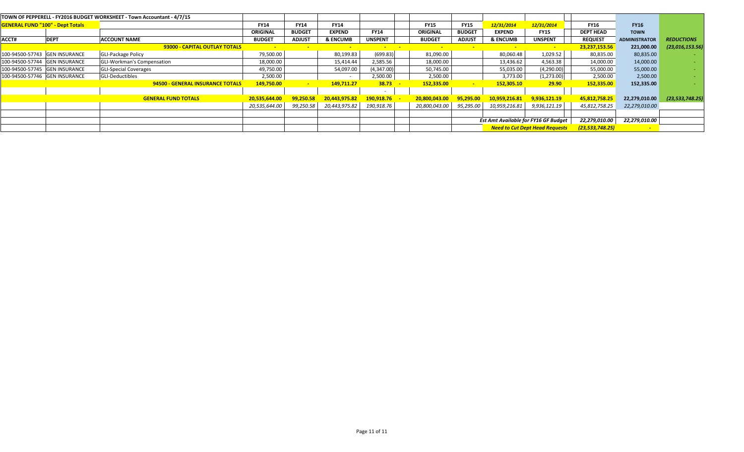# TOWN OF PEPPERELL - FY2016 BUDGET WORKSHEET - Town Accountant - 4/7/15

| GENERAL FUND "100" - Dept Totals | | | FY14 | FY14 | FY14 | | | FY15 | FY15 | *12/31/2014* | *12/31/2014* | FY16 | FY16 | |
|---|---|---|---|---|---|---|---|---|---|---|---|---|---|---|
| | | | ORIGINAL | BUDGET | EXPEND | FY14 | | ORIGINAL | BUDGET | EXPEND | FY15 | DEPT HEAD | TOWN | |
| ACCT# | DEPT | ACCOUNT NAME | BUDGET | ADJUST | & ENCUMB | UNSPENT | | BUDGET | ADJUST | & ENCUMB | UNSPENT | REQUEST | ADMINISTRATOR | *REDUCTIONS* |
| | | **93000 - CAPITAL OUTLAY TOTALS** | - | - | - | - | - | - | - | - | - | **23,237,153.56** | **221,000.00** | ***(23,016,153.56)*** |
| 100-94500-57743 | GEN INSURANCE | GLI-Package Policy | 79,500.00 | | 80,199.83 | (699.83) | | 81,090.00 | | 80,060.48 | 1,029.52 | 80,835.00 | 80,835.00 | - |
| 100-94500-57744 | GEN INSURANCE | GLI-Workman's Compensation | 18,000.00 | | 15,414.44 | 2,585.56 | | 18,000.00 | | 13,436.62 | 4,563.38 | 14,000.00 | 14,000.00 | - |
| 100-94500-57745 | GEN INSURANCE | GLI-Special Coverages | 49,750.00 | | 54,097.00 | (4,347.00) | | 50,745.00 | | 55,035.00 | (4,290.00) | 55,000.00 | 55,000.00 | - |
| 100-94500-57746 | GEN INSURANCE | GLI-Deductibles | 2,500.00 | | - | 2,500.00 | | 2,500.00 | | 3,773.00 | (1,273.00) | 2,500.00 | 2,500.00 | - |
| | | **94500 - GENERAL INSURANCE TOTALS** | **149,750.00** | - | **149,711.27** | **38.73** | - | **152,335.00** | - | **152,305.10** | **29.90** | **152,335.00** | **152,335.00** | - |
| | | | | | | - | | | | | | | | |
| | | **GENERAL FUND TOTALS** | **20,535,644.00** | **99,250.58** | **20,443,975.82** | **190,918.76** | - | **20,800,043.00** | **95,295.00** | **10,959,216.81** | **9,936,121.19** | **45,812,758.25** | **22,279,010.00** | ***(23,533,748.25)*** |
| | | | *20,535,644.00* | *99,250.58* | *20,443,975.82* | *190,918.76* | | *20,800,043.00* | *95,295.00* | *10,959,216.81* | *9,936,121.19* | *45,812,758.25* | *22,279,010.00* | |
| | | | | | | | | | | | | | | |
| | | | | | | | | | | ***Est Amt Available for FY16 GF Budget*** | | ***22,279,010.00*** | ***22,279,010.00*** | |
| | | | | | | | | | | ***Need to Cut Dept Head Requests*** | | ***(23,533,748.25)*** | - | |